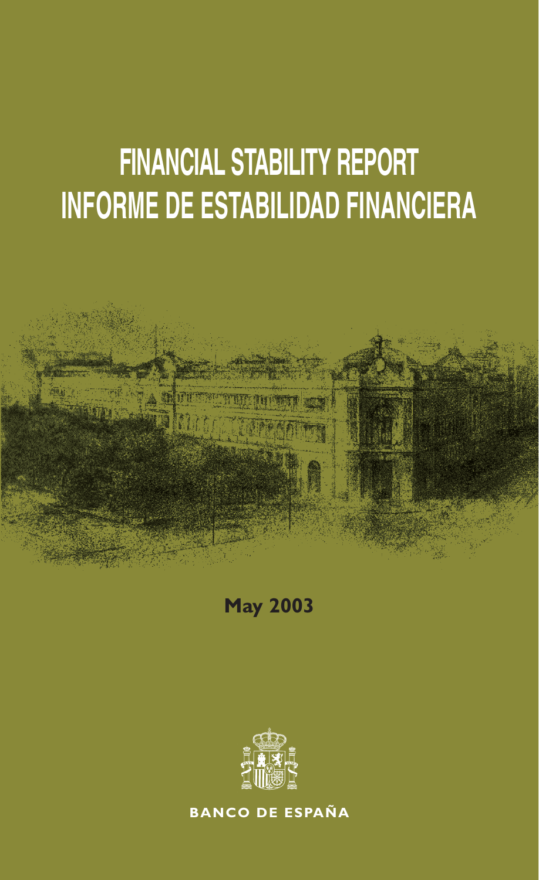# FINANCIAL STABILITY REPORT
# INFORME DE ESTABILIDAD FINANCIERA

**May 2003**

**BANCO DE ESPAÑA**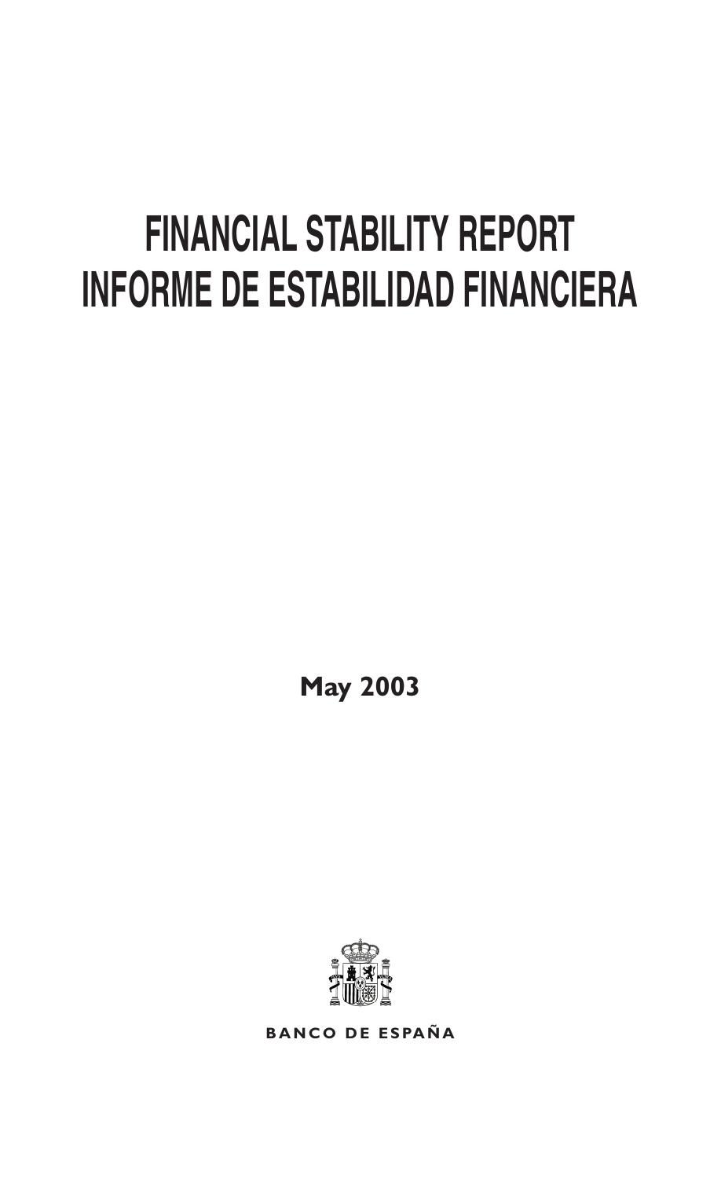# FINANCIAL STABILITY REPORT
# INFORME DE ESTABILIDAD FINANCIERA

**May 2003**

**BANCO DE ESPAÑA**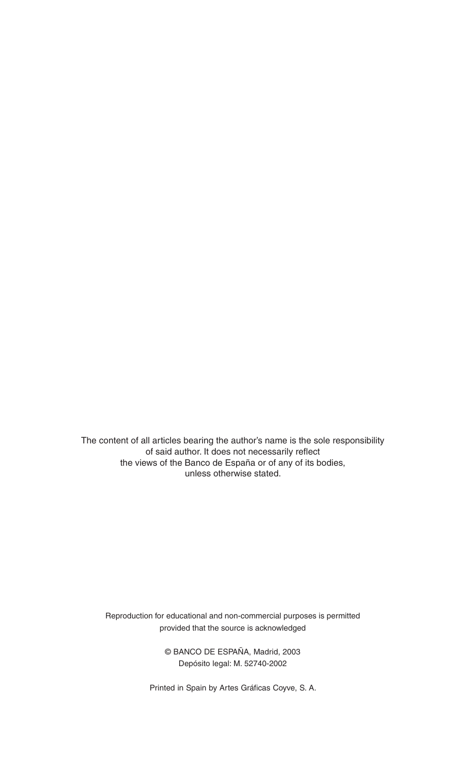The content of all articles bearing the author's name is the sole responsibility of said author. It does not necessarily reflect the views of the Banco de España or of any of its bodies, unless otherwise stated.

Reproduction for educational and non-commercial purposes is permitted provided that the source is acknowledged

© BANCO DE ESPAÑA, Madrid, 2003
Depósito legal: M. 52740-2002

Printed in Spain by Artes Gráficas Coyve, S. A.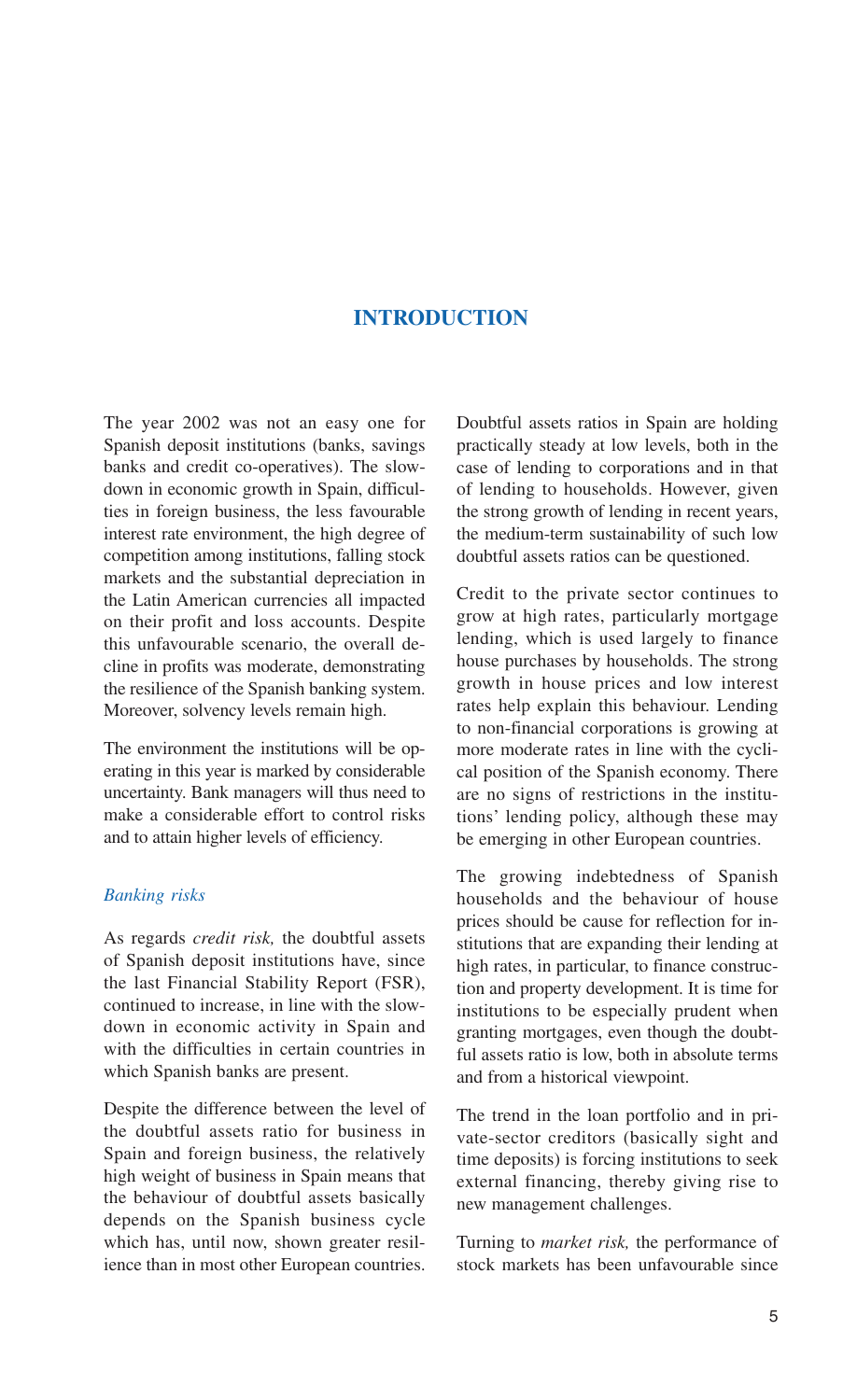# INTRODUCTION

The year 2002 was not an easy one for Spanish deposit institutions (banks, savings banks and credit co-operatives). The slowdown in economic growth in Spain, difficulties in foreign business, the less favourable interest rate environment, the high degree of competition among institutions, falling stock markets and the substantial depreciation in the Latin American currencies all impacted on their profit and loss accounts. Despite this unfavourable scenario, the overall decline in profits was moderate, demonstrating the resilience of the Spanish banking system. Moreover, solvency levels remain high.

The environment the institutions will be operating in this year is marked by considerable uncertainty. Bank managers will thus need to make a considerable effort to control risks and to attain higher levels of efficiency.

### *Banking risks*

As regards *credit risk,* the doubtful assets of Spanish deposit institutions have, since the last Financial Stability Report (FSR), continued to increase, in line with the slowdown in economic activity in Spain and with the difficulties in certain countries in which Spanish banks are present.

Despite the difference between the level of the doubtful assets ratio for business in Spain and foreign business, the relatively high weight of business in Spain means that the behaviour of doubtful assets basically depends on the Spanish business cycle which has, until now, shown greater resilience than in most other European countries.

Doubtful assets ratios in Spain are holding practically steady at low levels, both in the case of lending to corporations and in that of lending to households. However, given the strong growth of lending in recent years, the medium-term sustainability of such low doubtful assets ratios can be questioned.

Credit to the private sector continues to grow at high rates, particularly mortgage lending, which is used largely to finance house purchases by households. The strong growth in house prices and low interest rates help explain this behaviour. Lending to non-financial corporations is growing at more moderate rates in line with the cyclical position of the Spanish economy. There are no signs of restrictions in the institutions' lending policy, although these may be emerging in other European countries.

The growing indebtedness of Spanish households and the behaviour of house prices should be cause for reflection for institutions that are expanding their lending at high rates, in particular, to finance construction and property development. It is time for institutions to be especially prudent when granting mortgages, even though the doubtful assets ratio is low, both in absolute terms and from a historical viewpoint.

The trend in the loan portfolio and in private-sector creditors (basically sight and time deposits) is forcing institutions to seek external financing, thereby giving rise to new management challenges.

Turning to *market risk,* the performance of stock markets has been unfavourable since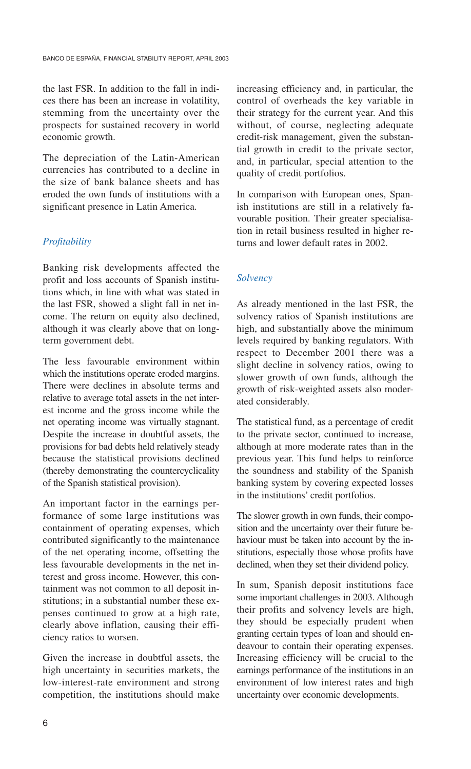the last FSR. In addition to the fall in indices there has been an increase in volatility, stemming from the uncertainty over the prospects for sustained recovery in world economic growth.

The depreciation of the Latin-American currencies has contributed to a decline in the size of bank balance sheets and has eroded the own funds of institutions with a significant presence in Latin America.

### *Profitability*

Banking risk developments affected the profit and loss accounts of Spanish institutions which, in line with what was stated in the last FSR, showed a slight fall in net income. The return on equity also declined, although it was clearly above that on long-term government debt.

The less favourable environment within which the institutions operate eroded margins. There were declines in absolute terms and relative to average total assets in the net interest income and the gross income while the net operating income was virtually stagnant. Despite the increase in doubtful assets, the provisions for bad debts held relatively steady because the statistical provisions declined (thereby demonstrating the countercyclicality of the Spanish statistical provision).

An important factor in the earnings performance of some large institutions was containment of operating expenses, which contributed significantly to the maintenance of the net operating income, offsetting the less favourable developments in the net interest and gross income. However, this containment was not common to all deposit institutions; in a substantial number these expenses continued to grow at a high rate, clearly above inflation, causing their efficiency ratios to worsen.

Given the increase in doubtful assets, the high uncertainty in securities markets, the low-interest-rate environment and strong competition, the institutions should make increasing efficiency and, in particular, the control of overheads the key variable in their strategy for the current year. And this without, of course, neglecting adequate credit-risk management, given the substantial growth in credit to the private sector, and, in particular, special attention to the quality of credit portfolios.

In comparison with European ones, Spanish institutions are still in a relatively favourable position. Their greater specialisation in retail business resulted in higher returns and lower default rates in 2002.

### *Solvency*

As already mentioned in the last FSR, the solvency ratios of Spanish institutions are high, and substantially above the minimum levels required by banking regulators. With respect to December 2001 there was a slight decline in solvency ratios, owing to slower growth of own funds, although the growth of risk-weighted assets also moderated considerably.

The statistical fund, as a percentage of credit to the private sector, continued to increase, although at more moderate rates than in the previous year. This fund helps to reinforce the soundness and stability of the Spanish banking system by covering expected losses in the institutions' credit portfolios.

The slower growth in own funds, their composition and the uncertainty over their future behaviour must be taken into account by the institutions, especially those whose profits have declined, when they set their dividend policy.

In sum, Spanish deposit institutions face some important challenges in 2003. Although their profits and solvency levels are high, they should be especially prudent when granting certain types of loan and should endeavour to contain their operating expenses. Increasing efficiency will be crucial to the earnings performance of the institutions in an environment of low interest rates and high uncertainty over economic developments.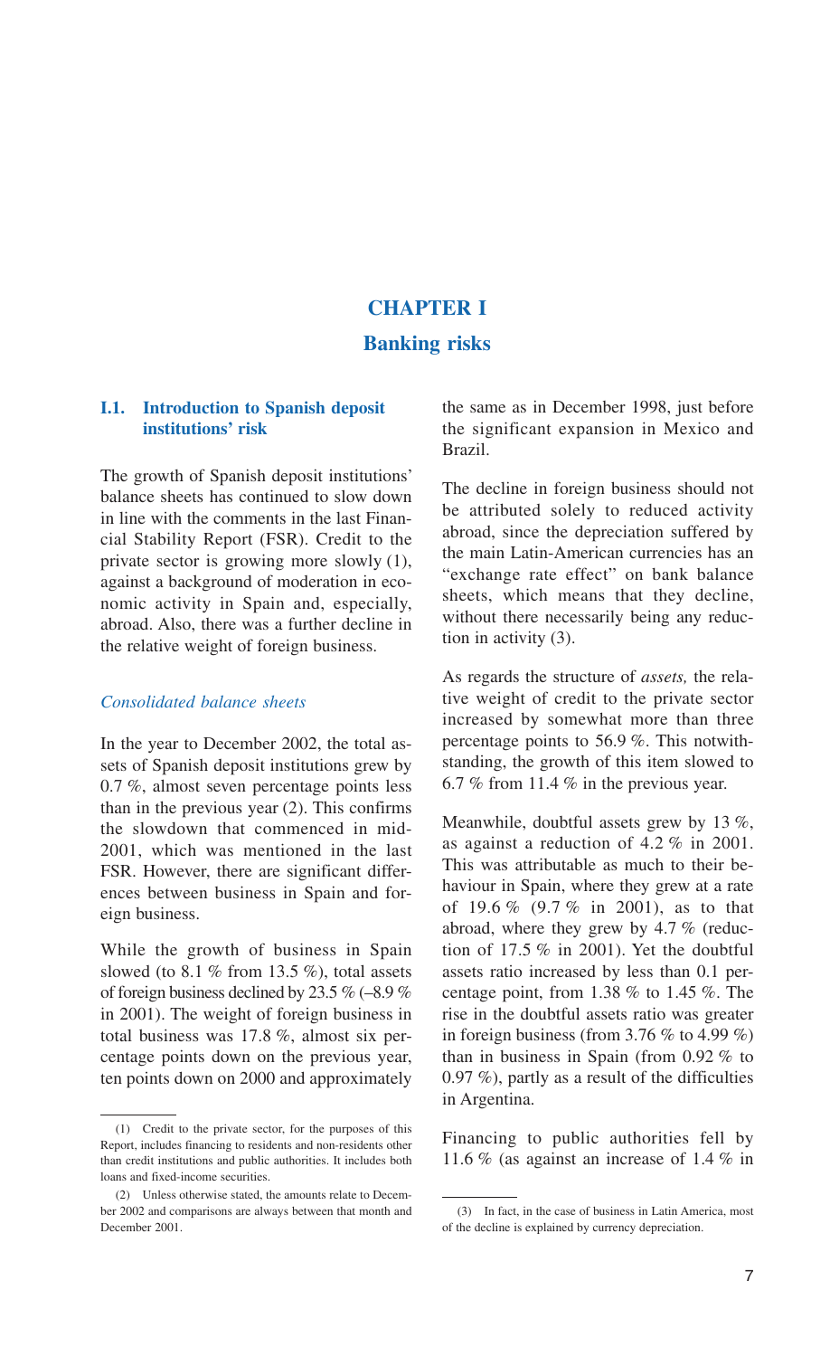# CHAPTER I

## Banking risks

### I.1. Introduction to Spanish deposit institutions' risk

The growth of Spanish deposit institutions' balance sheets has continued to slow down in line with the comments in the last Financial Stability Report (FSR). Credit to the private sector is growing more slowly (1), against a background of moderation in economic activity in Spain and, especially, abroad. Also, there was a further decline in the relative weight of foreign business.

#### *Consolidated balance sheets*

In the year to December 2002, the total assets of Spanish deposit institutions grew by 0.7 %, almost seven percentage points less than in the previous year (2). This confirms the slowdown that commenced in mid-2001, which was mentioned in the last FSR. However, there are significant differences between business in Spain and foreign business.

While the growth of business in Spain slowed (to 8.1 % from 13.5 %), total assets of foreign business declined by 23.5 % (–8.9 % in 2001). The weight of foreign business in total business was 17.8 %, almost six percentage points down on the previous year, ten points down on 2000 and approximately the same as in December 1998, just before the significant expansion in Mexico and Brazil.

The decline in foreign business should not be attributed solely to reduced activity abroad, since the depreciation suffered by the main Latin-American currencies has an "exchange rate effect" on bank balance sheets, which means that they decline, without there necessarily being any reduction in activity (3).

As regards the structure of *assets,* the relative weight of credit to the private sector increased by somewhat more than three percentage points to 56.9 %. This notwithstanding, the growth of this item slowed to 6.7 % from 11.4 % in the previous year.

Meanwhile, doubtful assets grew by 13 %, as against a reduction of 4.2 % in 2001. This was attributable as much to their behaviour in Spain, where they grew at a rate of 19.6 % (9.7 % in 2001), as to that abroad, where they grew by 4.7 % (reduction of 17.5 % in 2001). Yet the doubtful assets ratio increased by less than 0.1 percentage point, from 1.38 % to 1.45 %. The rise in the doubtful assets ratio was greater in foreign business (from 3.76 % to 4.99 %) than in business in Spain (from 0.92 % to 0.97 %), partly as a result of the difficulties in Argentina.

Financing to public authorities fell by 11.6 % (as against an increase of 1.4 % in

---

(1) Credit to the private sector, for the purposes of this Report, includes financing to residents and non-residents other than credit institutions and public authorities. It includes both loans and fixed-income securities.

(2) Unless otherwise stated, the amounts relate to December 2002 and comparisons are always between that month and December 2001.

(3) In fact, in the case of business in Latin America, most of the decline is explained by currency depreciation.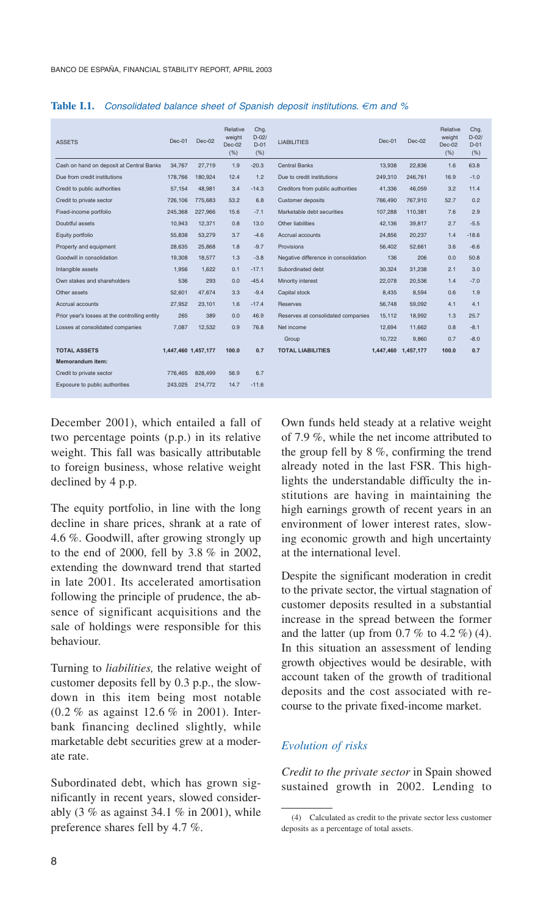**Table I.1.** *Consolidated balance sheet of Spanish deposit institutions. €m and %*

| ASSETS | Dec-01 | Dec-02 | Relative weight Dec-02 (%) | Chg. D-02/ D-01 (%) | LIABILITIES | Dec-01 | Dec-02 | Relative weight Dec-02 (%) | Chg. D-02/ D-01 (%) |
|---|---|---|---|---|---|---|---|---|---|
| Cash on hand on deposit at Central Banks | 34,767 | 27,719 | 1.9 | -20.3 | Central Banks | 13,938 | 22,836 | 1.6 | 63.8 |
| Due from credit institutions | 178,766 | 180,924 | 12.4 | 1.2 | Due to credit institutions | 249,310 | 246,761 | 16.9 | -1.0 |
| Credit to public authorities | 57,154 | 48,981 | 3.4 | -14.3 | Creditors from public authorities | 41,336 | 46,059 | 3.2 | 11.4 |
| Credit to private sector | 726,106 | 775,683 | 53.2 | 6.8 | Customer deposits | 766,490 | 767,910 | 52.7 | 0.2 |
| Fixed-income portfolio | 245,368 | 227,966 | 15.6 | -7.1 | Marketable debt securities | 107,288 | 110,381 | 7.6 | 2.9 |
| Doubtful assets | 10,943 | 12,371 | 0.8 | 13.0 | Other liabilities | 42,136 | 39,817 | 2.7 | -5.5 |
| Equity portfolio | 55,838 | 53,279 | 3.7 | -4.6 | Accrual accounts | 24,856 | 20,237 | 1.4 | -18.6 |
| Property and equipment | 28,635 | 25,868 | 1.8 | -9.7 | Provisions | 56,402 | 52,661 | 3.6 | -6.6 |
| Goodwill in consolidation | 19,308 | 18,577 | 1.3 | -3.8 | Negative difference in consolidation | 136 | 206 | 0.0 | 50.8 |
| Intangible assets | 1,956 | 1,622 | 0.1 | -17.1 | Subordinated debt | 30,324 | 31,238 | 2.1 | 3.0 |
| Own stakes and shareholders | 536 | 293 | 0.0 | -45.4 | Minority interest | 22,078 | 20,536 | 1.4 | -7.0 |
| Other assets | 52,601 | 47,674 | 3.3 | -9.4 | Capital stock | 8,435 | 8,594 | 0.6 | 1.9 |
| Accrual accounts | 27,952 | 23,101 | 1.6 | -17.4 | Reserves | 56,748 | 59,092 | 4.1 | 4.1 |
| Prior year's losses at the controlling entity | 265 | 389 | 0.0 | 46.9 | Reserves at consolidated companies | 15,112 | 18,992 | 1.3 | 25.7 |
| Losses at consolidated companies | 7,087 | 12,532 | 0.9 | 76.8 | Net income | 12,694 | 11,662 | 0.8 | -8.1 |
| | | | | | Group | 10,722 | 9,860 | 0.7 | -8.0 |
| **TOTAL ASSETS** | **1,447,460** | **1,457,177** | **100.0** | **0.7** | **TOTAL LIABILITIES** | **1,447,460** | **1,457,177** | **100.0** | **0.7** |
| **Memorandum item:** | | | | | | | | | |
| Credit to private sector | 776,465 | 828,499 | 56.9 | 6.7 | | | | | |
| Exposure to public authorities | 243,025 | 214,772 | 14.7 | -11.6 | | | | | |

December 2001), which entailed a fall of two percentage points (p.p.) in its relative weight. This fall was basically attributable to foreign business, whose relative weight declined by 4 p.p.

The equity portfolio, in line with the long decline in share prices, shrank at a rate of 4.6 %. Goodwill, after growing strongly up to the end of 2000, fell by 3.8 % in 2002, extending the downward trend that started in late 2001. Its accelerated amortisation following the principle of prudence, the absence of significant acquisitions and the sale of holdings were responsible for this behaviour.

Turning to *liabilities,* the relative weight of customer deposits fell by 0.3 p.p., the slowdown in this item being most notable (0.2 % as against 12.6 % in 2001). Interbank financing declined slightly, while marketable debt securities grew at a moderate rate.

Subordinated debt, which has grown significantly in recent years, slowed considerably (3 % as against 34.1 % in 2001), while preference shares fell by 4.7 %.

Own funds held steady at a relative weight of 7.9 %, while the net income attributed to the group fell by 8 %, confirming the trend already noted in the last FSR. This highlights the understandable difficulty the institutions are having in maintaining the high earnings growth of recent years in an environment of lower interest rates, slowing economic growth and high uncertainty at the international level.

Despite the significant moderation in credit to the private sector, the virtual stagnation of customer deposits resulted in a substantial increase in the spread between the former and the latter (up from 0.7 % to 4.2 %) (4). In this situation an assessment of lending growth objectives would be desirable, with account taken of the growth of traditional deposits and the cost associated with recourse to the private fixed-income market.

### *Evolution of risks*

*Credit to the private sector* in Spain showed sustained growth in 2002. Lending to

(4) Calculated as credit to the private sector less customer deposits as a percentage of total assets.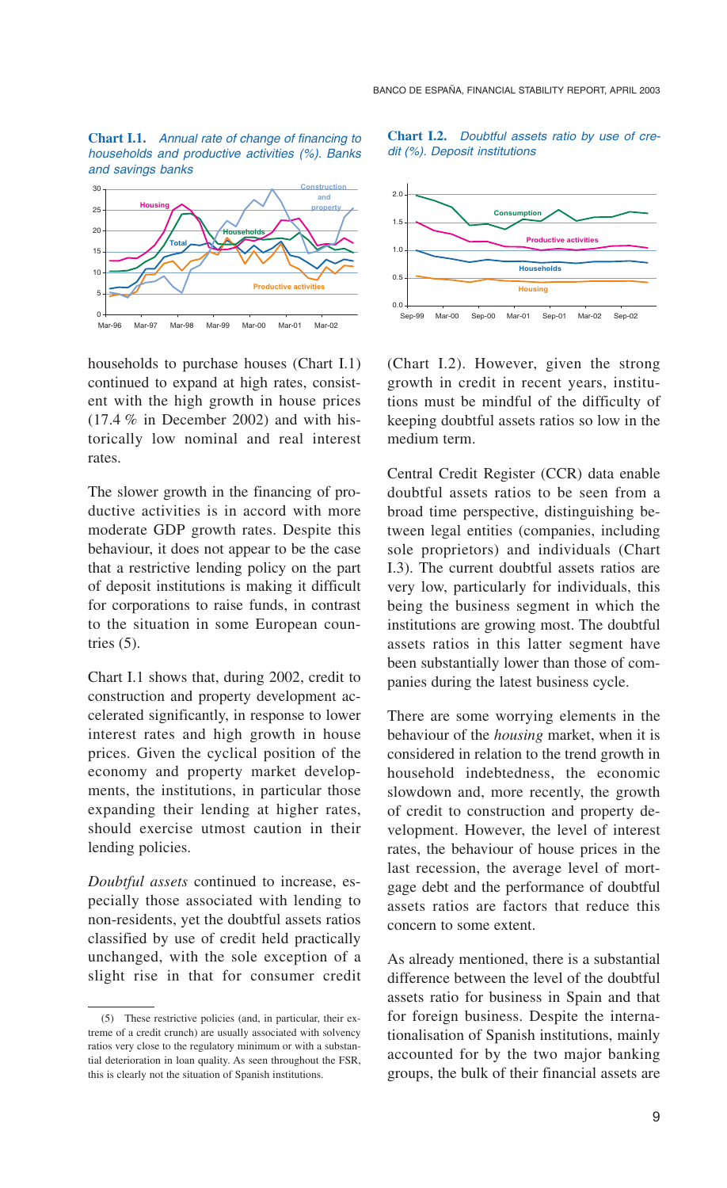**Chart I.1.** *Annual rate of change of financing to households and productive activities (%). Banks and savings banks*

**Chart I.2.** *Doubtful assets ratio by use of credit (%). Deposit institutions*

households to purchase houses (Chart I.1) continued to expand at high rates, consistent with the high growth in house prices (17.4 % in December 2002) and with historically low nominal and real interest rates.

The slower growth in the financing of productive activities is in accord with more moderate GDP growth rates. Despite this behaviour, it does not appear to be the case that a restrictive lending policy on the part of deposit institutions is making it difficult for corporations to raise funds, in contrast to the situation in some European countries (5).

Chart I.1 shows that, during 2002, credit to construction and property development accelerated significantly, in response to lower interest rates and high growth in house prices. Given the cyclical position of the economy and property market developments, the institutions, in particular those expanding their lending at higher rates, should exercise utmost caution in their lending policies.

*Doubtful assets* continued to increase, especially those associated with lending to non-residents, yet the doubtful assets ratios classified by use of credit held practically unchanged, with the sole exception of a slight rise in that for consumer credit (Chart I.2). However, given the strong growth in credit in recent years, institutions must be mindful of the difficulty of keeping doubtful assets ratios so low in the medium term.

Central Credit Register (CCR) data enable doubtful assets ratios to be seen from a broad time perspective, distinguishing between legal entities (companies, including sole proprietors) and individuals (Chart I.3). The current doubtful assets ratios are very low, particularly for individuals, this being the business segment in which the institutions are growing most. The doubtful assets ratios in this latter segment have been substantially lower than those of companies during the latest business cycle.

There are some worrying elements in the behaviour of the *housing* market, when it is considered in relation to the trend growth in household indebtedness, the economic slowdown and, more recently, the growth of credit to construction and property development. However, the level of interest rates, the behaviour of house prices in the last recession, the average level of mortgage debt and the performance of doubtful assets ratios are factors that reduce this concern to some extent.

As already mentioned, there is a substantial difference between the level of the doubtful assets ratio for business in Spain and that for foreign business. Despite the internationalisation of Spanish institutions, mainly accounted for by the two major banking groups, the bulk of their financial assets are

(5) These restrictive policies (and, in particular, their extreme of a credit crunch) are usually associated with solvency ratios very close to the regulatory minimum or with a substantial deterioration in loan quality. As seen throughout the FSR, this is clearly not the situation of Spanish institutions.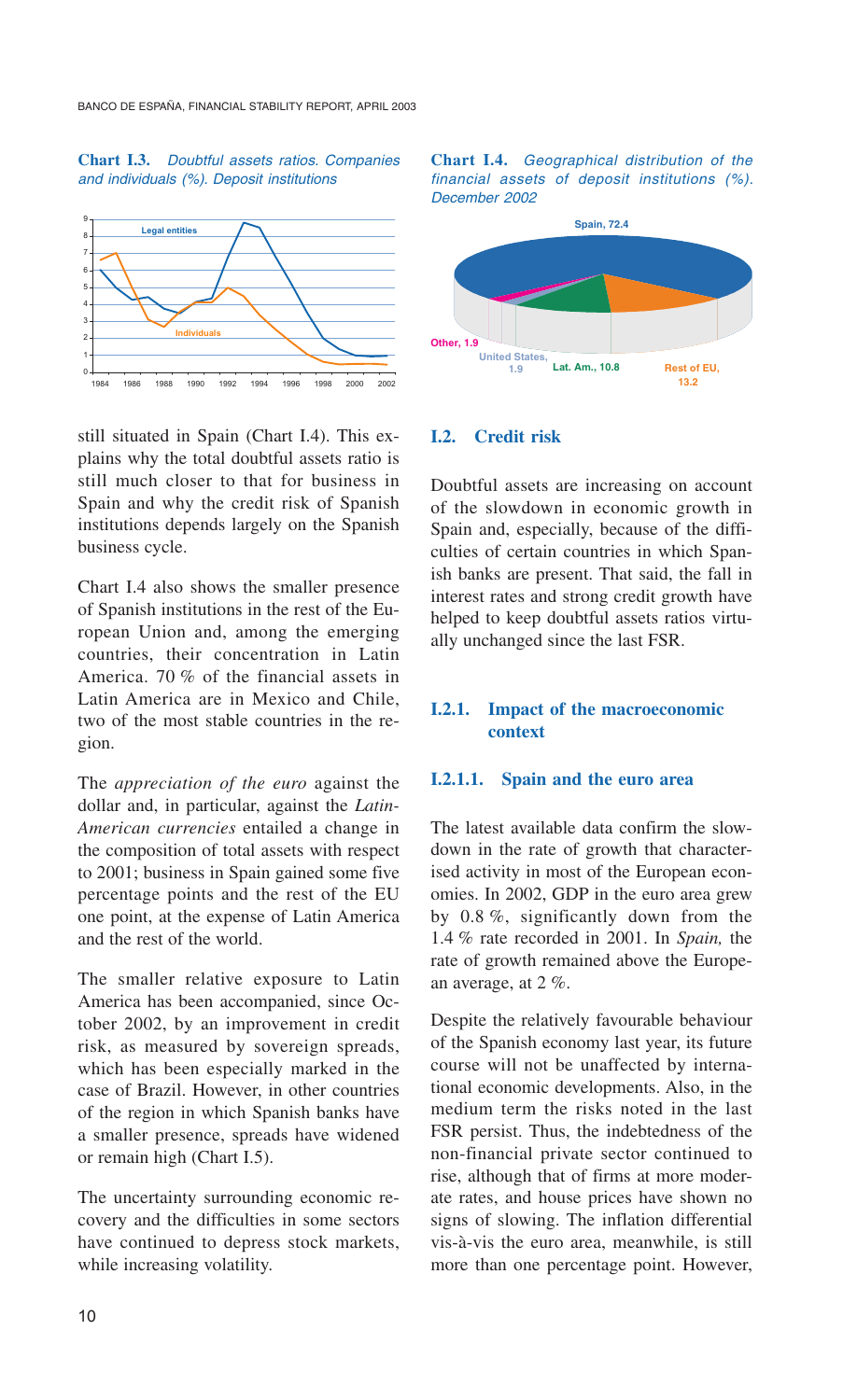**Chart I.3.** *Doubtful assets ratios. Companies and individuals (%). Deposit institutions*

**Chart I.4.** *Geographical distribution of the financial assets of deposit institutions (%). December 2002*

still situated in Spain (Chart I.4). This explains why the total doubtful assets ratio is still much closer to that for business in Spain and why the credit risk of Spanish institutions depends largely on the Spanish business cycle.

Chart I.4 also shows the smaller presence of Spanish institutions in the rest of the European Union and, among the emerging countries, their concentration in Latin America. 70 % of the financial assets in Latin America are in Mexico and Chile, two of the most stable countries in the region.

The *appreciation of the euro* against the dollar and, in particular, against the *Latin-American currencies* entailed a change in the composition of total assets with respect to 2001; business in Spain gained some five percentage points and the rest of the EU one point, at the expense of Latin America and the rest of the world.

The smaller relative exposure to Latin America has been accompanied, since October 2002, by an improvement in credit risk, as measured by sovereign spreads, which has been especially marked in the case of Brazil. However, in other countries of the region in which Spanish banks have a smaller presence, spreads have widened or remain high (Chart I.5).

The uncertainty surrounding economic recovery and the difficulties in some sectors have continued to depress stock markets, while increasing volatility.

## I.2. Credit risk

Doubtful assets are increasing on account of the slowdown in economic growth in Spain and, especially, because of the difficulties of certain countries in which Spanish banks are present. That said, the fall in interest rates and strong credit growth have helped to keep doubtful assets ratios virtually unchanged since the last FSR.

### I.2.1. Impact of the macroeconomic context

#### I.2.1.1. Spain and the euro area

The latest available data confirm the slowdown in the rate of growth that characterised activity in most of the European economies. In 2002, GDP in the euro area grew by 0.8 %, significantly down from the 1.4 % rate recorded in 2001. In *Spain,* the rate of growth remained above the European average, at 2 %.

Despite the relatively favourable behaviour of the Spanish economy last year, its future course will not be unaffected by international economic developments. Also, in the medium term the risks noted in the last FSR persist. Thus, the indebtedness of the non-financial private sector continued to rise, although that of firms at more moderate rates, and house prices have shown no signs of slowing. The inflation differential vis-à-vis the euro area, meanwhile, is still more than one percentage point. However,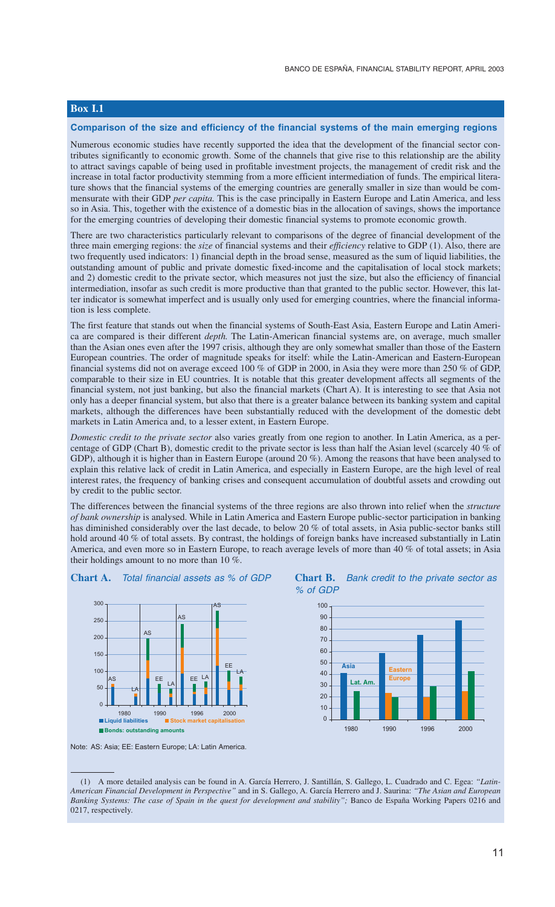## Box I.1

### Comparison of the size and efficiency of the financial systems of the main emerging regions

Numerous economic studies have recently supported the idea that the development of the financial sector contributes significantly to economic growth. Some of the channels that give rise to this relationship are the ability to attract savings capable of being used in profitable investment projects, the management of credit risk and the increase in total factor productivity stemming from a more efficient intermediation of funds. The empirical literature shows that the financial systems of the emerging countries are generally smaller in size than would be commensurate with their GDP *per capita.* This is the case principally in Eastern Europe and Latin America, and less so in Asia. This, together with the existence of a domestic bias in the allocation of savings, shows the importance for the emerging countries of developing their domestic financial systems to promote economic growth.

There are two characteristics particularly relevant to comparisons of the degree of financial development of the three main emerging regions: the *size* of financial systems and their *efficiency* relative to GDP (1). Also, there are two frequently used indicators: 1) financial depth in the broad sense, measured as the sum of liquid liabilities, the outstanding amount of public and private domestic fixed-income and the capitalisation of local stock markets; and 2) domestic credit to the private sector, which measures not just the size, but also the efficiency of financial intermediation, insofar as such credit is more productive than that granted to the public sector. However, this latter indicator is somewhat imperfect and is usually only used for emerging countries, where the financial information is less complete.

The first feature that stands out when the financial systems of South-East Asia, Eastern Europe and Latin America are compared is their different *depth.* The Latin-American financial systems are, on average, much smaller than the Asian ones even after the 1997 crisis, although they are only somewhat smaller than those of the Eastern European countries. The order of magnitude speaks for itself: while the Latin-American and Eastern-European financial systems did not on average exceed 100 % of GDP in 2000, in Asia they were more than 250 % of GDP, comparable to their size in EU countries. It is notable that this greater development affects all segments of the financial system, not just banking, but also the financial markets (Chart A). It is interesting to see that Asia not only has a deeper financial system, but also that there is a greater balance between its banking system and capital markets, although the differences have been substantially reduced with the development of the domestic debt markets in Latin America and, to a lesser extent, in Eastern Europe.

*Domestic credit to the private sector* also varies greatly from one region to another. In Latin America, as a percentage of GDP (Chart B), domestic credit to the private sector is less than half the Asian level (scarcely 40 % of GDP), although it is higher than in Eastern Europe (around 20 %). Among the reasons that have been analysed to explain this relative lack of credit in Latin America, and especially in Eastern Europe, are the high level of real interest rates, the frequency of banking crises and consequent accumulation of doubtful assets and crowding out by credit to the public sector.

The differences between the financial systems of the three regions are also thrown into relief when the *structure of bank ownership* is analysed. While in Latin America and Eastern Europe public-sector participation in banking has diminished considerably over the last decade, to below 20 % of total assets, in Asia public-sector banks still hold around 40 % of total assets. By contrast, the holdings of foreign banks have increased substantially in Latin America, and even more so in Eastern Europe, to reach average levels of more than 40 % of total assets; in Asia their holdings amount to no more than 10 %.

**Chart A.** *Total financial assets as % of GDP*

**Chart B.** *Bank credit to the private sector as % of GDP*

Note: AS: Asia; EE: Eastern Europe; LA: Latin America.

(1) A more detailed analysis can be found in A. García Herrero, J. Santillán, S. Gallego, L. Cuadrado and C. Egea: *"Latin-American Financial Development in Perspective"* and in S. Gallego, A. García Herrero and J. Saurina: *"The Asian and European Banking Systems: The case of Spain in the quest for development and stability";* Banco de España Working Papers 0216 and 0217, respectively.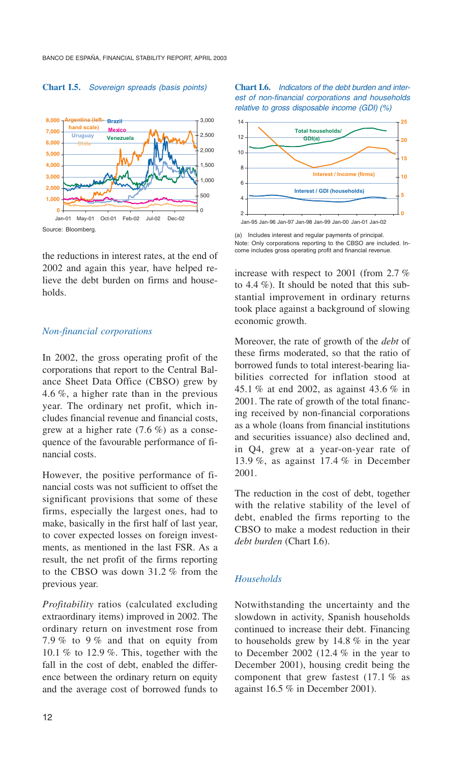**Chart I.5.** *Sovereign spreads (basis points)*

Source: Bloomberg.

**Chart I.6.** *Indicators of the debt burden and interest of non-financial corporations and households relative to gross disposable income (GDI) (%)*

(a) Includes interest and regular payments of principal.
Note: Only corporations reporting to the CBSO are included. Income includes gross operating profit and financial revenue.

the reductions in interest rates, at the end of 2002 and again this year, have helped relieve the debt burden on firms and households.

### *Non-financial corporations*

In 2002, the gross operating profit of the corporations that report to the Central Balance Sheet Data Office (CBSO) grew by 4.6 %, a higher rate than in the previous year. The ordinary net profit, which includes financial revenue and financial costs, grew at a higher rate (7.6 %) as a consequence of the favourable performance of financial costs.

However, the positive performance of financial costs was not sufficient to offset the significant provisions that some of these firms, especially the largest ones, had to make, basically in the first half of last year, to cover expected losses on foreign investments, as mentioned in the last FSR. As a result, the net profit of the firms reporting to the CBSO was down 31.2 % from the previous year.

*Profitability* ratios (calculated excluding extraordinary items) improved in 2002. The ordinary return on investment rose from 7.9 % to 9 % and that on equity from 10.1 % to 12.9 %. This, together with the fall in the cost of debt, enabled the difference between the ordinary return on equity and the average cost of borrowed funds to increase with respect to 2001 (from 2.7 % to 4.4 %). It should be noted that this substantial improvement in ordinary returns took place against a background of slowing economic growth.

Moreover, the rate of growth of the *debt* of these firms moderated, so that the ratio of borrowed funds to total interest-bearing liabilities corrected for inflation stood at 45.1 % at end 2002, as against 43.6 % in 2001. The rate of growth of the total financing received by non-financial corporations as a whole (loans from financial institutions and securities issuance) also declined and, in Q4, grew at a year-on-year rate of 13.9 %, as against 17.4 % in December 2001.

The reduction in the cost of debt, together with the relative stability of the level of debt, enabled the firms reporting to the CBSO to make a modest reduction in their *debt burden* (Chart I.6).

### *Households*

Notwithstanding the uncertainty and the slowdown in activity, Spanish households continued to increase their debt. Financing to households grew by 14.8 % in the year to December 2002 (12.4 % in the year to December 2001), housing credit being the component that grew fastest (17.1 % as against 16.5 % in December 2001).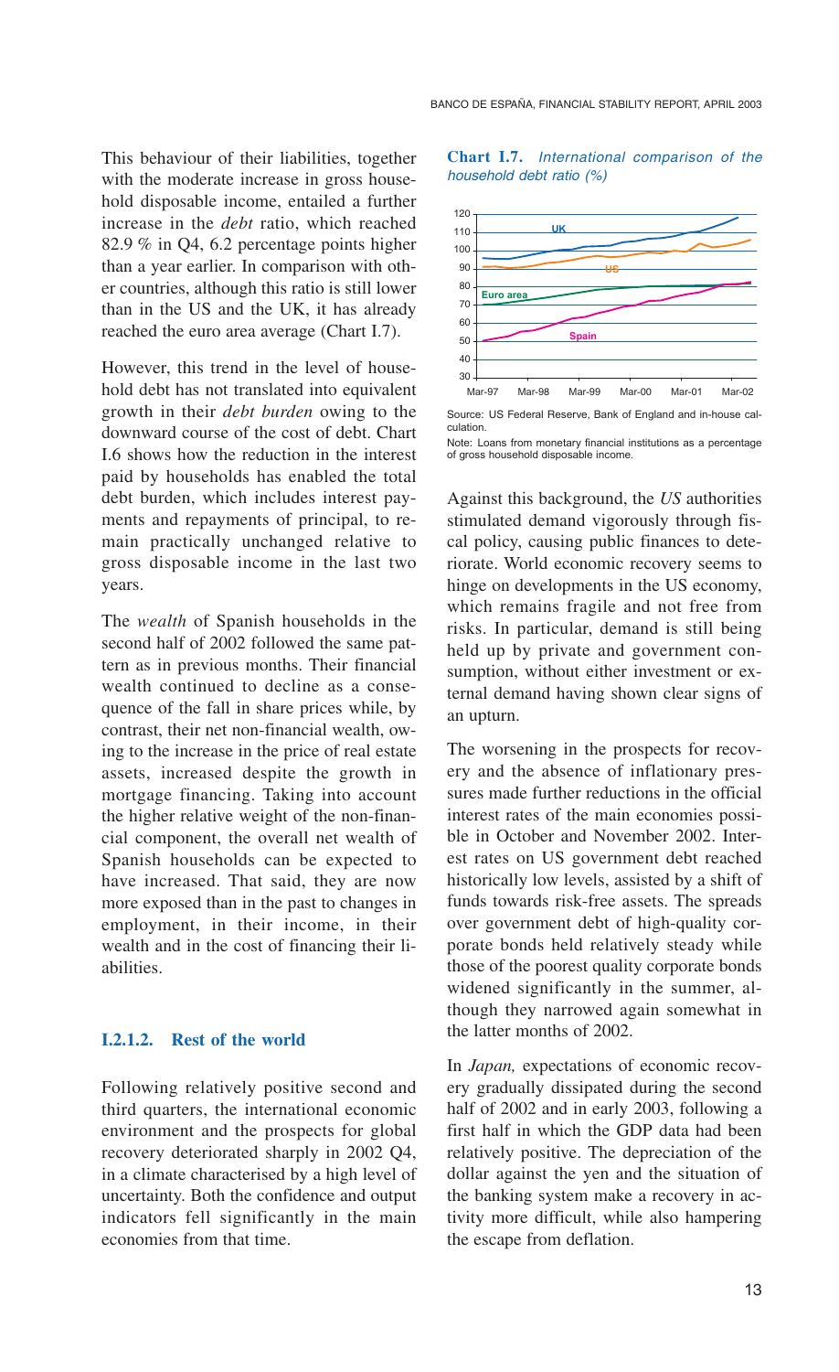This behaviour of their liabilities, together with the moderate increase in gross household disposable income, entailed a further increase in the *debt* ratio, which reached 82.9 % in Q4, 6.2 percentage points higher than a year earlier. In comparison with other countries, although this ratio is still lower than in the US and the UK, it has already reached the euro area average (Chart I.7).

However, this trend in the level of household debt has not translated into equivalent growth in their *debt burden* owing to the downward course of the cost of debt. Chart I.6 shows how the reduction in the interest paid by households has enabled the total debt burden, which includes interest payments and repayments of principal, to remain practically unchanged relative to gross disposable income in the last two years.

The *wealth* of Spanish households in the second half of 2002 followed the same pattern as in previous months. Their financial wealth continued to decline as a consequence of the fall in share prices while, by contrast, their net non-financial wealth, owing to the increase in the price of real estate assets, increased despite the growth in mortgage financing. Taking into account the higher relative weight of the non-financial component, the overall net wealth of Spanish households can be expected to have increased. That said, they are now more exposed than in the past to changes in employment, in their income, in their wealth and in the cost of financing their liabilities.

### I.2.1.2. Rest of the world

Following relatively positive second and third quarters, the international economic environment and the prospects for global recovery deteriorated sharply in 2002 Q4, in a climate characterised by a high level of uncertainty. Both the confidence and output indicators fell significantly in the main economies from that time.

**Chart I.7.** *International comparison of the household debt ratio (%)*

Source: US Federal Reserve, Bank of England and in-house calculation.

Note: Loans from monetary financial institutions as a percentage of gross household disposable income.

Against this background, the *US* authorities stimulated demand vigorously through fiscal policy, causing public finances to deteriorate. World economic recovery seems to hinge on developments in the US economy, which remains fragile and not free from risks. In particular, demand is still being held up by private and government consumption, without either investment or external demand having shown clear signs of an upturn.

The worsening in the prospects for recovery and the absence of inflationary pressures made further reductions in the official interest rates of the main economies possible in October and November 2002. Interest rates on US government debt reached historically low levels, assisted by a shift of funds towards risk-free assets. The spreads over government debt of high-quality corporate bonds held relatively steady while those of the poorest quality corporate bonds widened significantly in the summer, although they narrowed again somewhat in the latter months of 2002.

In *Japan,* expectations of economic recovery gradually dissipated during the second half of 2002 and in early 2003, following a first half in which the GDP data had been relatively positive. The depreciation of the dollar against the yen and the situation of the banking system make a recovery in activity more difficult, while also hampering the escape from deflation.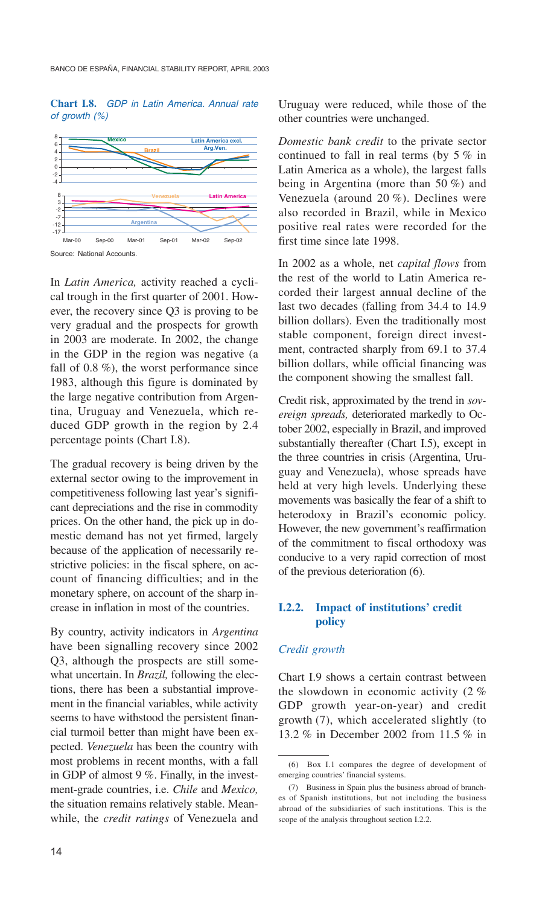**Chart I.8.** *GDP in Latin America. Annual rate of growth (%)*

Source: National Accounts.

In *Latin America,* activity reached a cyclical trough in the first quarter of 2001. However, the recovery since Q3 is proving to be very gradual and the prospects for growth in 2003 are moderate. In 2002, the change in the GDP in the region was negative (a fall of 0.8 %), the worst performance since 1983, although this figure is dominated by the large negative contribution from Argentina, Uruguay and Venezuela, which reduced GDP growth in the region by 2.4 percentage points (Chart I.8).

The gradual recovery is being driven by the external sector owing to the improvement in competitiveness following last year's significant depreciations and the rise in commodity prices. On the other hand, the pick up in domestic demand has not yet firmed, largely because of the application of necessarily restrictive policies: in the fiscal sphere, on account of financing difficulties; and in the monetary sphere, on account of the sharp increase in inflation in most of the countries.

By country, activity indicators in *Argentina* have been signalling recovery since 2002 Q3, although the prospects are still somewhat uncertain. In *Brazil,* following the elections, there has been a substantial improvement in the financial variables, while activity seems to have withstood the persistent financial turmoil better than might have been expected. *Venezuela* has been the country with most problems in recent months, with a fall in GDP of almost 9 %. Finally, in the investment-grade countries, i.e. *Chile* and *Mexico,* the situation remains relatively stable. Meanwhile, the *credit ratings* of Venezuela and Uruguay were reduced, while those of the other countries were unchanged.

*Domestic bank credit* to the private sector continued to fall in real terms (by 5 % in Latin America as a whole), the largest falls being in Argentina (more than 50 %) and Venezuela (around 20 %). Declines were also recorded in Brazil, while in Mexico positive real rates were recorded for the first time since late 1998.

In 2002 as a whole, net *capital flows* from the rest of the world to Latin America recorded their largest annual decline of the last two decades (falling from 34.4 to 14.9 billion dollars). Even the traditionally most stable component, foreign direct investment, contracted sharply from 69.1 to 37.4 billion dollars, while official financing was the component showing the smallest fall.

Credit risk, approximated by the trend in *sovereign spreads,* deteriorated markedly to October 2002, especially in Brazil, and improved substantially thereafter (Chart I.5), except in the three countries in crisis (Argentina, Uruguay and Venezuela), whose spreads have held at very high levels. Underlying these movements was basically the fear of a shift to heterodoxy in Brazil's economic policy. However, the new government's reaffirmation of the commitment to fiscal orthodoxy was conducive to a very rapid correction of most of the previous deterioration (6).

### I.2.2. Impact of institutions' credit policy

*Credit growth*

Chart I.9 shows a certain contrast between the slowdown in economic activity (2 % GDP growth year-on-year) and credit growth (7), which accelerated slightly (to 13.2 % in December 2002 from 11.5 % in

(6) Box I.1 compares the degree of development of emerging countries' financial systems.

(7) Business in Spain plus the business abroad of branches of Spanish institutions, but not including the business abroad of the subsidiaries of such institutions. This is the scope of the analysis throughout section I.2.2.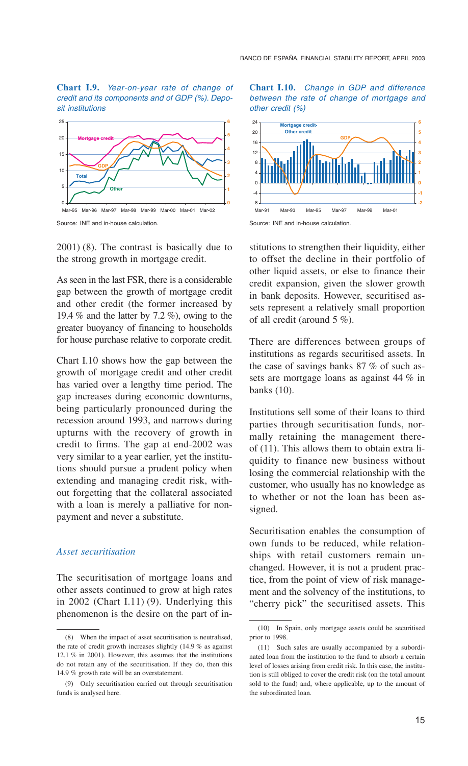**Chart I.9.** *Year-on-year rate of change of credit and its components and of GDP (%). Deposit institutions*

Source: INE and in-house calculation.

**Chart I.10.** *Change in GDP and difference between the rate of change of mortgage and other credit (%)*

Source: INE and in-house calculation.

2001) (8). The contrast is basically due to the strong growth in mortgage credit.

As seen in the last FSR, there is a considerable gap between the growth of mortgage credit and other credit (the former increased by 19.4 % and the latter by 7.2 %), owing to the greater buoyancy of financing to households for house purchase relative to corporate credit.

Chart I.10 shows how the gap between the growth of mortgage credit and other credit has varied over a lengthy time period. The gap increases during economic downturns, being particularly pronounced during the recession around 1993, and narrows during upturns with the recovery of growth in credit to firms. The gap at end-2002 was very similar to a year earlier, yet the institutions should pursue a prudent policy when extending and managing credit risk, without forgetting that the collateral associated with a loan is merely a palliative for non-payment and never a substitute.

### *Asset securitisation*

The securitisation of mortgage loans and other assets continued to grow at high rates in 2002 (Chart I.11) (9). Underlying this phenomenon is the desire on the part of institutions to strengthen their liquidity, either to offset the decline in their portfolio of other liquid assets, or else to finance their credit expansion, given the slower growth in bank deposits. However, securitised assets represent a relatively small proportion of all credit (around 5 %).

There are differences between groups of institutions as regards securitised assets. In the case of savings banks 87 % of such assets are mortgage loans as against 44 % in banks (10).

Institutions sell some of their loans to third parties through securitisation funds, normally retaining the management thereof (11). This allows them to obtain extra liquidity to finance new business without losing the commercial relationship with the customer, who usually has no knowledge as to whether or not the loan has been assigned.

Securitisation enables the consumption of own funds to be reduced, while relationships with retail customers remain unchanged. However, it is not a prudent practice, from the point of view of risk management and the solvency of the institutions, to "cherry pick" the securitised assets. This

---

(8) When the impact of asset securitisation is neutralised, the rate of credit growth increases slightly (14.9 % as against 12.1 % in 2001). However, this assumes that the institutions do not retain any of the securitisation. If they do, then this 14.9 % growth rate will be an overstatement.

(9) Only securitisation carried out through securitisation funds is analysed here.

(10) In Spain, only mortgage assets could be securitised prior to 1998.

(11) Such sales are usually accompanied by a subordinated loan from the institution to the fund to absorb a certain level of losses arising from credit risk. In this case, the institution is still obliged to cover the credit risk (on the total amount sold to the fund) and, where applicable, up to the amount of the subordinated loan.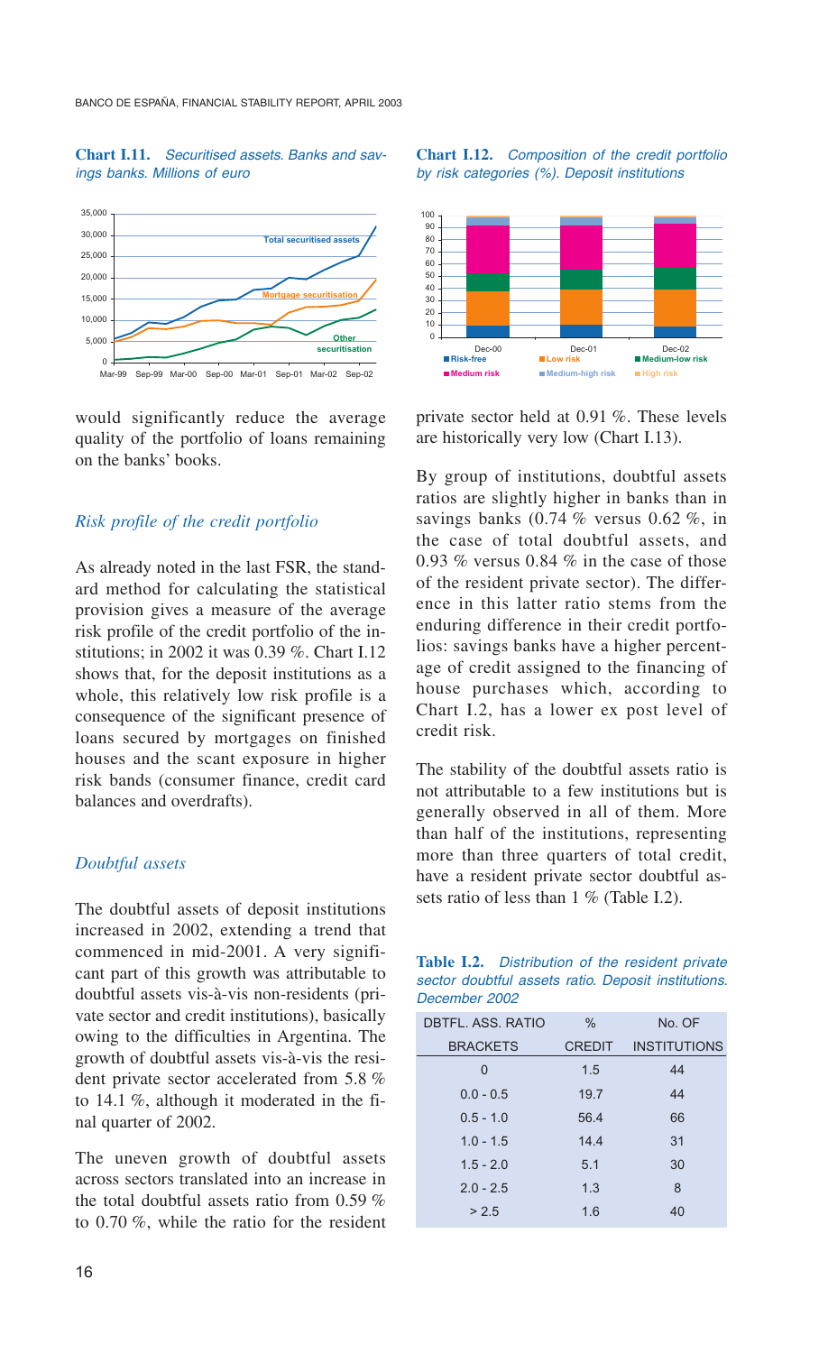**Chart I.11.** *Securitised assets. Banks and savings banks. Millions of euro*

**Chart I.12.** *Composition of the credit portfolio by risk categories (%). Deposit institutions*

would significantly reduce the average quality of the portfolio of loans remaining on the banks' books.

### *Risk profile of the credit portfolio*

As already noted in the last FSR, the standard method for calculating the statistical provision gives a measure of the average risk profile of the credit portfolio of the institutions; in 2002 it was 0.39 %. Chart I.12 shows that, for the deposit institutions as a whole, this relatively low risk profile is a consequence of the significant presence of loans secured by mortgages on finished houses and the scant exposure in higher risk bands (consumer finance, credit card balances and overdrafts).

### *Doubtful assets*

The doubtful assets of deposit institutions increased in 2002, extending a trend that commenced in mid-2001. A very significant part of this growth was attributable to doubtful assets vis-à-vis non-residents (private sector and credit institutions), basically owing to the difficulties in Argentina. The growth of doubtful assets vis-à-vis the resident private sector accelerated from 5.8 % to 14.1 %, although it moderated in the final quarter of 2002.

The uneven growth of doubtful assets across sectors translated into an increase in the total doubtful assets ratio from 0.59 % to 0.70 %, while the ratio for the resident private sector held at 0.91 %. These levels are historically very low (Chart I.13).

By group of institutions, doubtful assets ratios are slightly higher in banks than in savings banks (0.74 % versus 0.62 %, in the case of total doubtful assets, and 0.93 % versus 0.84 % in the case of those of the resident private sector). The difference in this latter ratio stems from the enduring difference in their credit portfolios: savings banks have a higher percentage of credit assigned to the financing of house purchases which, according to Chart I.2, has a lower ex post level of credit risk.

The stability of the doubtful assets ratio is not attributable to a few institutions but is generally observed in all of them. More than half of the institutions, representing more than three quarters of total credit, have a resident private sector doubtful assets ratio of less than 1 % (Table I.2).

**Table I.2.** *Distribution of the resident private sector doubtful assets ratio. Deposit institutions. December 2002*

| DBTFL. ASS. RATIO BRACKETS | % CREDIT | No. OF INSTITUTIONS |
|---|---|---|
| 0 | 1.5 | 44 |
| 0.0 - 0.5 | 19.7 | 44 |
| 0.5 - 1.0 | 56.4 | 66 |
| 1.0 - 1.5 | 14.4 | 31 |
| 1.5 - 2.0 | 5.1 | 30 |
| 2.0 - 2.5 | 1.3 | 8 |
| > 2.5 | 1.6 | 40 |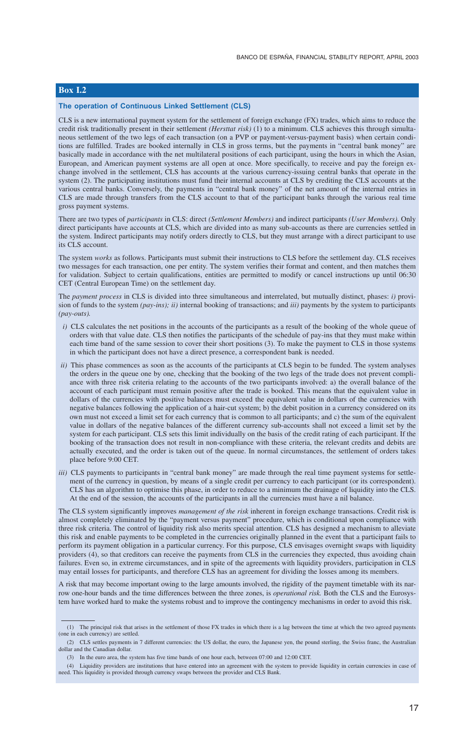## Box I.2

### The operation of Continuous Linked Settlement (CLS)

CLS is a new international payment system for the settlement of foreign exchange (FX) trades, which aims to reduce the credit risk traditionally present in their settlement *(Hersttat risk)* (1) to a minimum. CLS achieves this through simultaneous settlement of the two legs of each transaction (on a PVP or payment-versus-payment basis) when certain conditions are fulfilled. Trades are booked internally in CLS in gross terms, but the payments in "central bank money" are basically made in accordance with the net multilateral positions of each participant, using the hours in which the Asian, European, and American payment systems are all open at once. More specifically, to receive and pay the foreign exchange involved in the settlement, CLS has accounts at the various currency-issuing central banks that operate in the system (2). The participating institutions must fund their internal accounts at CLS by crediting the CLS accounts at the various central banks. Conversely, the payments in "central bank money" of the net amount of the internal entries in CLS are made through transfers from the CLS account to that of the participant banks through the various real time gross payment systems.

There are two types of *participants* in CLS: direct *(Settlement Members)* and indirect participants *(User Members).* Only direct participants have accounts at CLS, which are divided into as many sub-accounts as there are currencies settled in the system. Indirect participants may notify orders directly to CLS, but they must arrange with a direct participant to use its CLS account.

The system *works* as follows. Participants must submit their instructions to CLS before the settlement day. CLS receives two messages for each transaction, one per entity. The system verifies their format and content, and then matches them for validation. Subject to certain qualifications, entities are permitted to modify or cancel instructions up until 06:30 CET (Central European Time) on the settlement day.

The *payment process* in CLS is divided into three simultaneous and interrelated, but mutually distinct, phases: *i)* provision of funds to the system *(pay-ins); ii)* internal booking of transactions; and *iii)* payments by the system to participants *(pay-outs).*

*i)* CLS calculates the net positions in the accounts of the participants as a result of the booking of the whole queue of orders with that value date. CLS then notifies the participants of the schedule of pay-ins that they must make within each time band of the same session to cover their short positions (3). To make the payment to CLS in those systems in which the participant does not have a direct presence, a correspondent bank is needed.

*ii)* This phase commences as soon as the accounts of the participants at CLS begin to be funded. The system analyses the orders in the queue one by one, checking that the booking of the two legs of the trade does not prevent compliance with three risk criteria relating to the accounts of the two participants involved: a) the overall balance of the account of each participant must remain positive after the trade is booked. This means that the equivalent value in dollars of the currencies with positive balances must exceed the equivalent value in dollars of the currencies with negative balances following the application of a hair-cut system; b) the debit position in a currency considered on its own must not exceed a limit set for each currency that is common to all participants; and c) the sum of the equivalent value in dollars of the negative balances of the different currency sub-accounts shall not exceed a limit set by the system for each participant. CLS sets this limit individually on the basis of the credit rating of each participant. If the booking of the transaction does not result in non-compliance with these criteria, the relevant credits and debits are actually executed, and the order is taken out of the queue. In normal circumstances, the settlement of orders takes place before 9:00 CET.

*iii)* CLS payments to participants in "central bank money" are made through the real time payment systems for settlement of the currency in question, by means of a single credit per currency to each participant (or its correspondent). CLS has an algorithm to optimise this phase, in order to reduce to a minimum the drainage of liquidity into the CLS. At the end of the session, the accounts of the participants in all the currencies must have a nil balance.

The CLS system significantly improves *management of the risk* inherent in foreign exchange transactions. Credit risk is almost completely eliminated by the "payment versus payment" procedure, which is conditional upon compliance with three risk criteria. The control of liquidity risk also merits special attention. CLS has designed a mechanism to alleviate this risk and enable payments to be completed in the currencies originally planned in the event that a participant fails to perform its payment obligation in a particular currency. For this purpose, CLS envisages overnight swaps with liquidity providers (4), so that creditors can receive the payments from CLS in the currencies they expected, thus avoiding chain failures. Even so, in extreme circumstances, and in spite of the agreements with liquidity providers, participation in CLS may entail losses for participants, and therefore CLS has an agreement for dividing the losses among its members.

A risk that may become important owing to the large amounts involved, the rigidity of the payment timetable with its narrow one-hour bands and the time differences between the three zones, is *operational risk.* Both the CLS and the Eurosystem have worked hard to make the systems robust and to improve the contingency mechanisms in order to avoid this risk.

---

(1) The principal risk that arises in the settlement of those FX trades in which there is a lag between the time at which the two agreed payments (one in each currency) are settled.

(2) CLS settles payments in 7 different currencies: the US dollar, the euro, the Japanese yen, the pound sterling, the Swiss franc, the Australian dollar and the Canadian dollar.

(3) In the euro area, the system has five time bands of one hour each, between 07:00 and 12:00 CET.

(4) Liquidity providers are institutions that have entered into an agreement with the system to provide liquidity in certain currencies in case of need. This liquidity is provided through currency swaps between the provider and CLS Bank.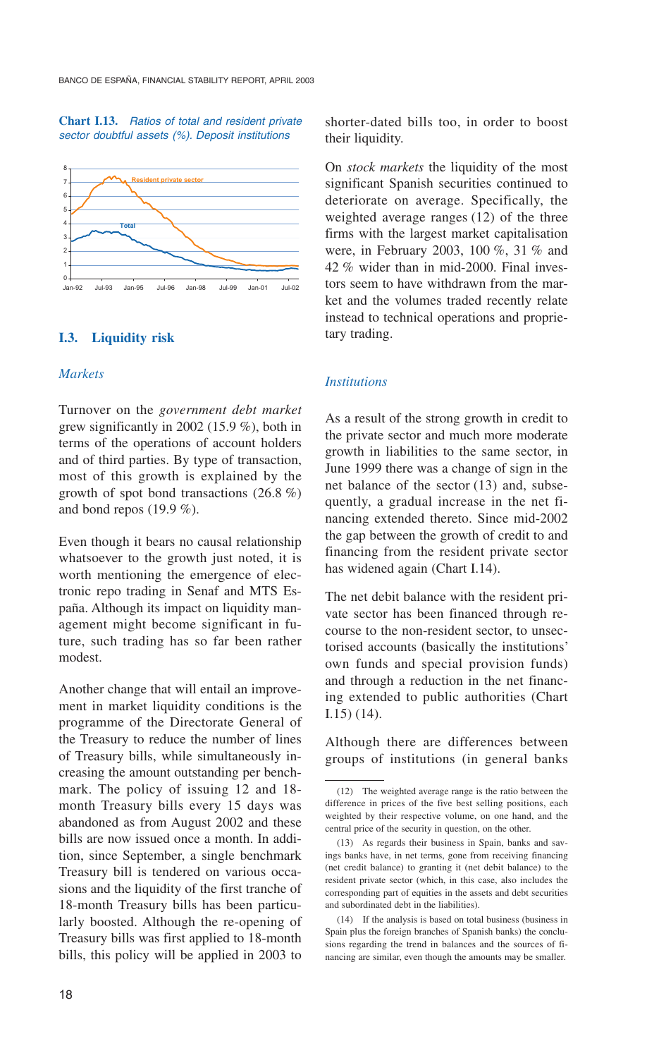**Chart I.13.** *Ratios of total and resident private sector doubtful assets (%). Deposit institutions*

## I.3. Liquidity risk

### *Markets*

Turnover on the *government debt market* grew significantly in 2002 (15.9 %), both in terms of the operations of account holders and of third parties. By type of transaction, most of this growth is explained by the growth of spot bond transactions (26.8 %) and bond repos (19.9 %).

Even though it bears no causal relationship whatsoever to the growth just noted, it is worth mentioning the emergence of electronic repo trading in Senaf and MTS España. Although its impact on liquidity management might become significant in future, such trading has so far been rather modest.

Another change that will entail an improvement in market liquidity conditions is the programme of the Directorate General of the Treasury to reduce the number of lines of Treasury bills, while simultaneously increasing the amount outstanding per benchmark. The policy of issuing 12 and 18-month Treasury bills every 15 days was abandoned as from August 2002 and these bills are now issued once a month. In addition, since September, a single benchmark Treasury bill is tendered on various occasions and the liquidity of the first tranche of 18-month Treasury bills has been particularly boosted. Although the re-opening of Treasury bills was first applied to 18-month bills, this policy will be applied in 2003 to shorter-dated bills too, in order to boost their liquidity.

On *stock markets* the liquidity of the most significant Spanish securities continued to deteriorate on average. Specifically, the weighted average ranges (12) of the three firms with the largest market capitalisation were, in February 2003, 100 %, 31 % and 42 % wider than in mid-2000. Final investors seem to have withdrawn from the market and the volumes traded recently relate instead to technical operations and proprietary trading.

### *Institutions*

As a result of the strong growth in credit to the private sector and much more moderate growth in liabilities to the same sector, in June 1999 there was a change of sign in the net balance of the sector (13) and, subsequently, a gradual increase in the net financing extended thereto. Since mid-2002 the gap between the growth of credit to and financing from the resident private sector has widened again (Chart I.14).

The net debit balance with the resident private sector has been financed through recourse to the non-resident sector, to unsectorised accounts (basically the institutions' own funds and special provision funds) and through a reduction in the net financing extended to public authorities (Chart I.15) (14).

Although there are differences between groups of institutions (in general banks

---

(12) The weighted average range is the ratio between the difference in prices of the five best selling positions, each weighted by their respective volume, on one hand, and the central price of the security in question, on the other.

(13) As regards their business in Spain, banks and savings banks have, in net terms, gone from receiving financing (net credit balance) to granting it (net debit balance) to the resident private sector (which, in this case, also includes the corresponding part of equities in the assets and debt securities and subordinated debt in the liabilities).

(14) If the analysis is based on total business (business in Spain plus the foreign branches of Spanish banks) the conclusions regarding the trend in balances and the sources of financing are similar, even though the amounts may be smaller.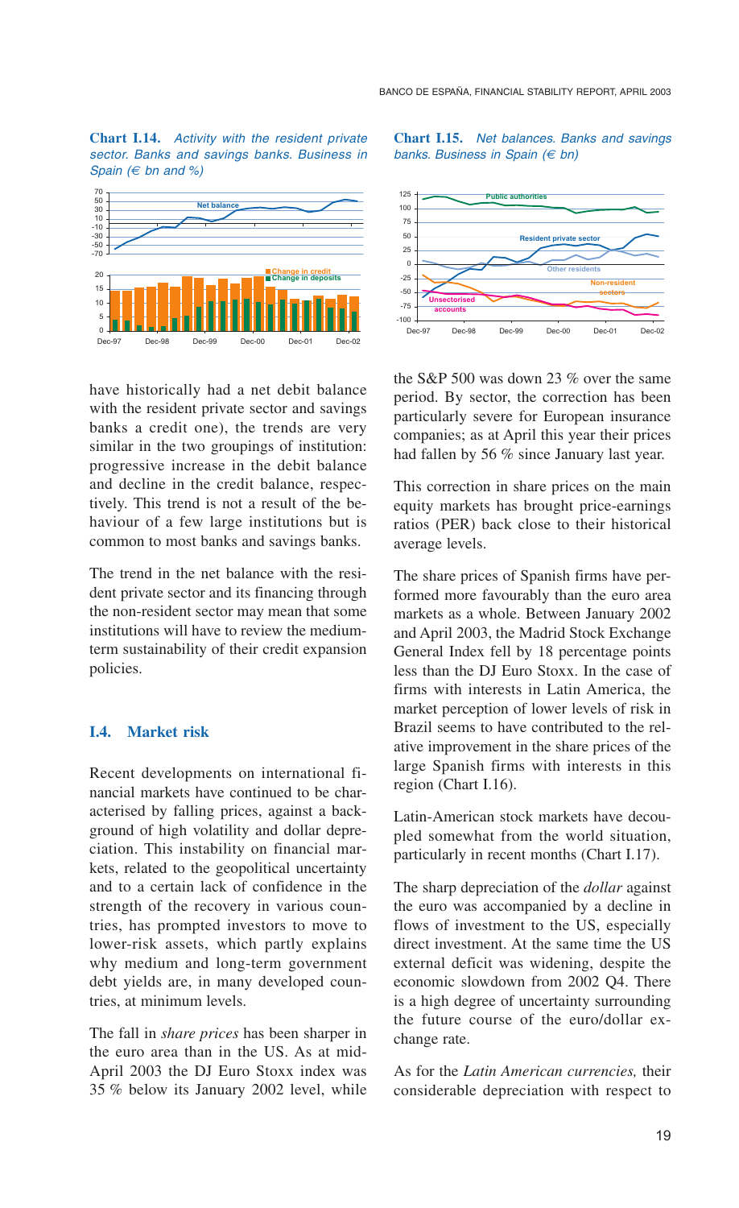**Chart I.14.** *Activity with the resident private sector. Banks and savings banks. Business in Spain (€ bn and %)*

**Chart I.15.** *Net balances. Banks and savings banks. Business in Spain (€ bn)*

have historically had a net debit balance with the resident private sector and savings banks a credit one), the trends are very similar in the two groupings of institution: progressive increase in the debit balance and decline in the credit balance, respectively. This trend is not a result of the behaviour of a few large institutions but is common to most banks and savings banks.

The trend in the net balance with the resident private sector and its financing through the non-resident sector may mean that some institutions will have to review the medium-term sustainability of their credit expansion policies.

## I.4. Market risk

Recent developments on international financial markets have continued to be characterised by falling prices, against a background of high volatility and dollar depreciation. This instability on financial markets, related to the geopolitical uncertainty and to a certain lack of confidence in the strength of the recovery in various countries, has prompted investors to move to lower-risk assets, which partly explains why medium and long-term government debt yields are, in many developed countries, at minimum levels.

The fall in *share prices* has been sharper in the euro area than in the US. As at mid-April 2003 the DJ Euro Stoxx index was 35 % below its January 2002 level, while the S&P 500 was down 23 % over the same period. By sector, the correction has been particularly severe for European insurance companies; as at April this year their prices had fallen by 56 % since January last year.

This correction in share prices on the main equity markets has brought price-earnings ratios (PER) back close to their historical average levels.

The share prices of Spanish firms have performed more favourably than the euro area markets as a whole. Between January 2002 and April 2003, the Madrid Stock Exchange General Index fell by 18 percentage points less than the DJ Euro Stoxx. In the case of firms with interests in Latin America, the market perception of lower levels of risk in Brazil seems to have contributed to the relative improvement in the share prices of the large Spanish firms with interests in this region (Chart I.16).

Latin-American stock markets have decoupled somewhat from the world situation, particularly in recent months (Chart I.17).

The sharp depreciation of the *dollar* against the euro was accompanied by a decline in flows of investment to the US, especially direct investment. At the same time the US external deficit was widening, despite the economic slowdown from 2002 Q4. There is a high degree of uncertainty surrounding the future course of the euro/dollar exchange rate.

As for the *Latin American currencies,* their considerable depreciation with respect to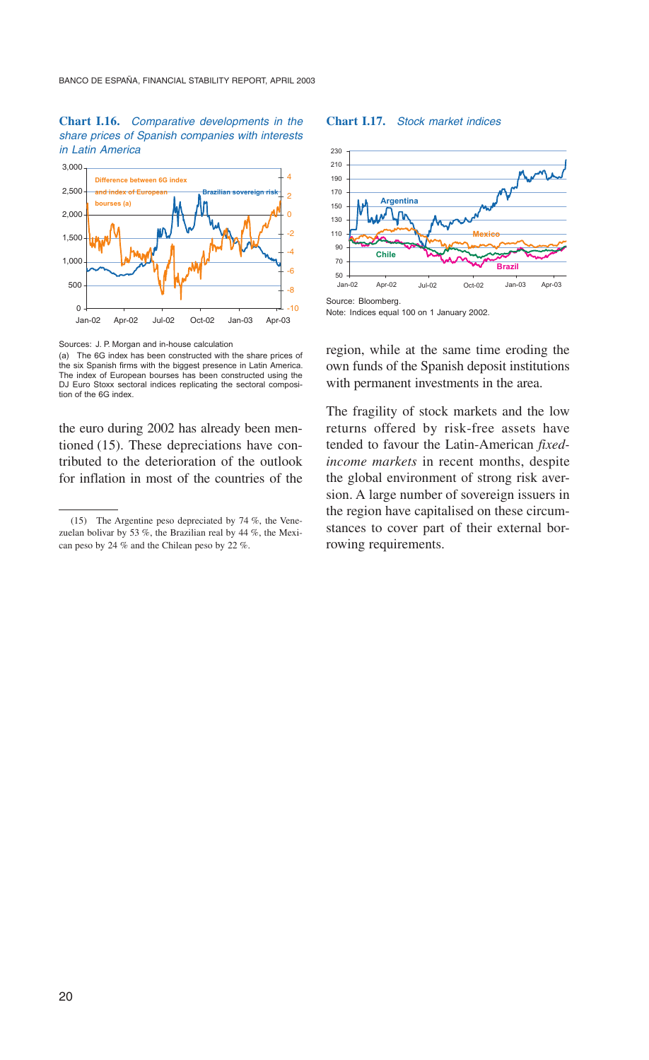**Chart I.16.** *Comparative developments in the share prices of Spanish companies with interests in Latin America*

Sources: J. P. Morgan and in-house calculation

(a) The 6G index has been constructed with the share prices of the six Spanish firms with the biggest presence in Latin America. The index of European bourses has been constructed using the DJ Euro Stoxx sectoral indices replicating the sectoral composition of the 6G index.

**Chart I.17.** *Stock market indices*

Source: Bloomberg.

Note: Indices equal 100 on 1 January 2002.

the euro during 2002 has already been mentioned (15). These depreciations have contributed to the deterioration of the outlook for inflation in most of the countries of the region, while at the same time eroding the own funds of the Spanish deposit institutions with permanent investments in the area.

The fragility of stock markets and the low returns offered by risk-free assets have tended to favour the Latin-American *fixed-income markets* in recent months, despite the global environment of strong risk aversion. A large number of sovereign issuers in the region have capitalised on these circumstances to cover part of their external borrowing requirements.

(15) The Argentine peso depreciated by 74 %, the Venezuelan bolivar by 53 %, the Brazilian real by 44 %, the Mexican peso by 24 % and the Chilean peso by 22 %.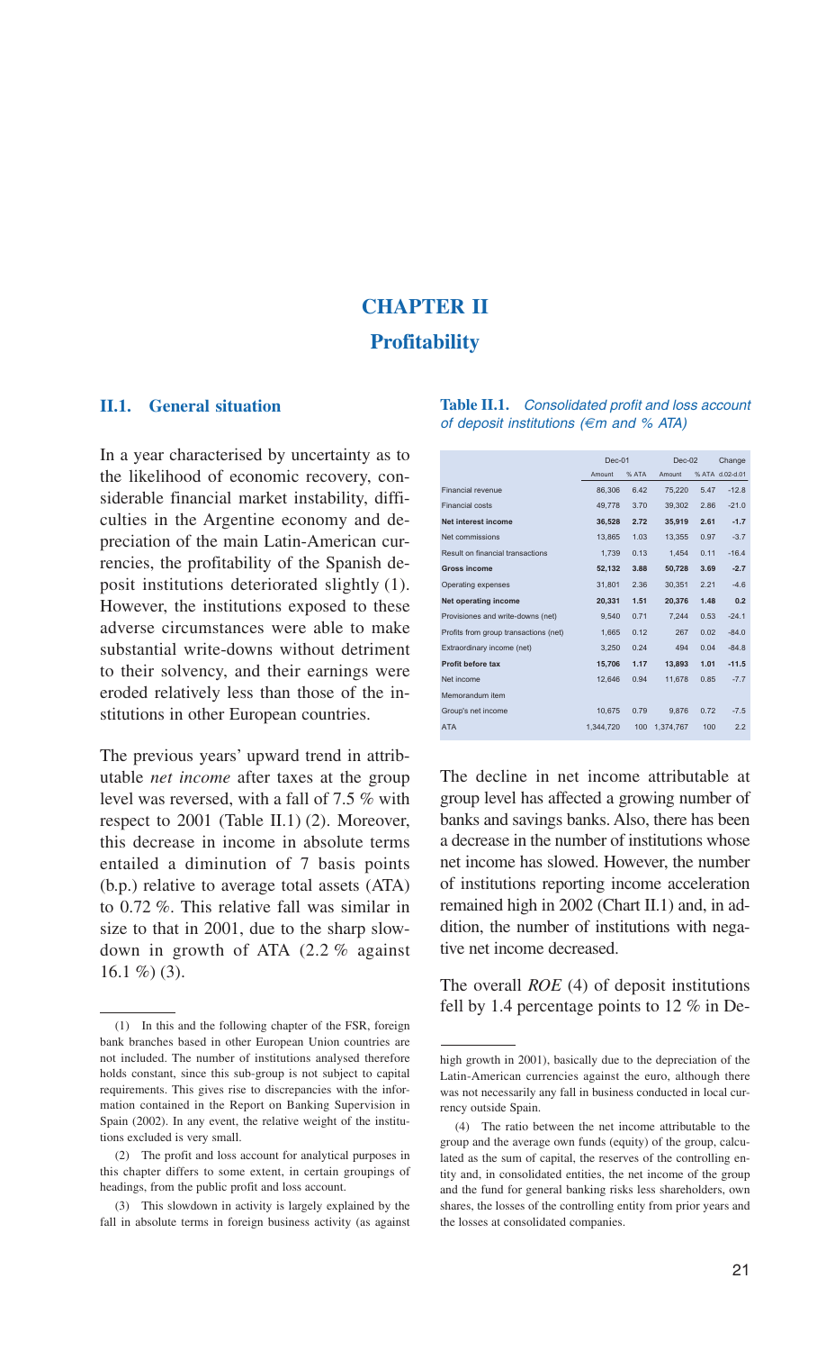# CHAPTER II

## Profitability

### II.1. General situation

In a year characterised by uncertainty as to the likelihood of economic recovery, considerable financial market instability, difficulties in the Argentine economy and depreciation of the main Latin-American currencies, the profitability of the Spanish deposit institutions deteriorated slightly (1). However, the institutions exposed to these adverse circumstances were able to make substantial write-downs without detriment to their solvency, and their earnings were eroded relatively less than those of the institutions in other European countries.

The previous years' upward trend in attributable *net income* after taxes at the group level was reversed, with a fall of 7.5 % with respect to 2001 (Table II.1) (2). Moreover, this decrease in income in absolute terms entailed a diminution of 7 basis points (b.p.) relative to average total assets (ATA) to 0.72 %. This relative fall was similar in size to that in 2001, due to the sharp slowdown in growth of ATA (2.2 % against 16.1 %) (3).

**Table II.1.** *Consolidated profit and loss account of deposit institutions (€m and % ATA)*

| | Dec-01 | | Dec-02 | | Change |
|---|---|---|---|---|---|
| | Amount | % ATA | Amount | % ATA | d.02-d.01 |
| Financial revenue | 86,306 | 6.42 | 75,220 | 5.47 | -12.8 |
| Financial costs | 49,778 | 3.70 | 39,302 | 2.86 | -21.0 |
| **Net interest income** | **36,528** | **2.72** | **35,919** | **2.61** | **-1.7** |
| Net commissions | 13,865 | 1.03 | 13,355 | 0.97 | -3.7 |
| Result on financial transactions | 1,739 | 0.13 | 1,454 | 0.11 | -16.4 |
| **Gross income** | **52,132** | **3.88** | **50,728** | **3.69** | **-2.7** |
| Operating expenses | 31,801 | 2.36 | 30,351 | 2.21 | -4.6 |
| **Net operating income** | **20,331** | **1.51** | **20,376** | **1.48** | **0.2** |
| Provisiones and write-downs (net) | 9,540 | 0.71 | 7,244 | 0.53 | -24.1 |
| Profits from group transactions (net) | 1,665 | 0.12 | 267 | 0.02 | -84.0 |
| Extraordinary income (net) | 3,250 | 0.24 | 494 | 0.04 | -84.8 |
| **Profit before tax** | **15,706** | **1.17** | **13,893** | **1.01** | **-11.5** |
| Net income | 12,646 | 0.94 | 11,678 | 0.85 | -7.7 |
| Memorandum item | | | | | |
| Group's net income | 10,675 | 0.79 | 9,876 | 0.72 | -7.5 |
| ATA | 1,344,720 | 100 | 1,374,767 | 100 | 2.2 |

The decline in net income attributable at group level has affected a growing number of banks and savings banks. Also, there has been a decrease in the number of institutions whose net income has slowed. However, the number of institutions reporting income acceleration remained high in 2002 (Chart II.1) and, in addition, the number of institutions with negative net income decreased.

The overall *ROE* (4) of deposit institutions fell by 1.4 percentage points to 12 % in De-

---

(1) In this and the following chapter of the FSR, foreign bank branches based in other European Union countries are not included. The number of institutions analysed therefore holds constant, since this sub-group is not subject to capital requirements. This gives rise to discrepancies with the information contained in the Report on Banking Supervision in Spain (2002). In any event, the relative weight of the institutions excluded is very small.

(2) The profit and loss account for analytical purposes in this chapter differs to some extent, in certain groupings of headings, from the public profit and loss account.

(3) This slowdown in activity is largely explained by the fall in absolute terms in foreign business activity (as against high growth in 2001), basically due to the depreciation of the Latin-American currencies against the euro, although there was not necessarily any fall in business conducted in local currency outside Spain.

(4) The ratio between the net income attributable to the group and the average own funds (equity) of the group, calculated as the sum of capital, the reserves of the controlling entity and, in consolidated entities, the net income of the group and the fund for general banking risks less shareholders, own shares, the losses of the controlling entity from prior years and the losses at consolidated companies.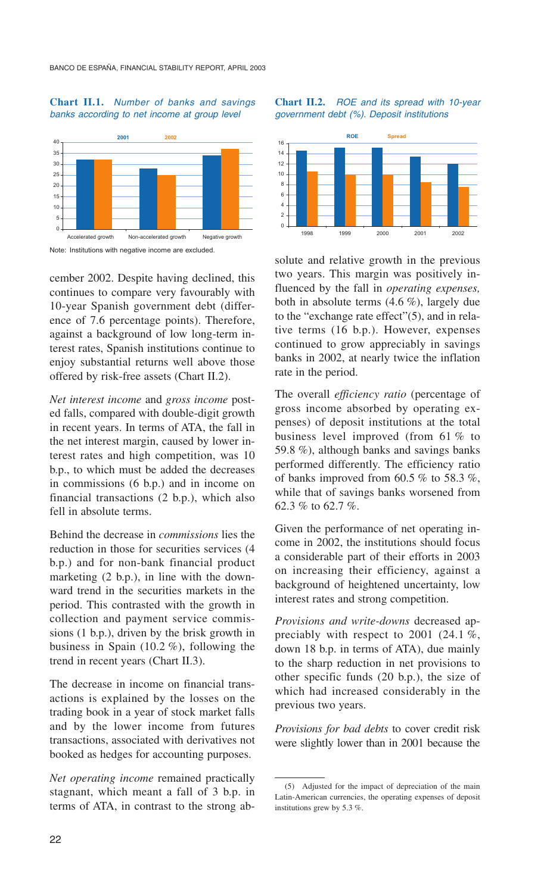**Chart II.1.** *Number of banks and savings banks according to net income at group level*

Note: Institutions with negative income are excluded.

**Chart II.2.** *ROE and its spread with 10-year government debt (%). Deposit institutions*

cember 2002. Despite having declined, this continues to compare very favourably with 10-year Spanish government debt (difference of 7.6 percentage points). Therefore, against a background of low long-term interest rates, Spanish institutions continue to enjoy substantial returns well above those offered by risk-free assets (Chart II.2).

*Net interest income* and *gross income* posted falls, compared with double-digit growth in recent years. In terms of ATA, the fall in the net interest margin, caused by lower interest rates and high competition, was 10 b.p., to which must be added the decreases in commissions (6 b.p.) and in income on financial transactions (2 b.p.), which also fell in absolute terms.

Behind the decrease in *commissions* lies the reduction in those for securities services (4 b.p.) and for non-bank financial product marketing (2 b.p.), in line with the downward trend in the securities markets in the period. This contrasted with the growth in collection and payment service commissions (1 b.p.), driven by the brisk growth in business in Spain (10.2 %), following the trend in recent years (Chart II.3).

The decrease in income on financial transactions is explained by the losses on the trading book in a year of stock market falls and by the lower income from futures transactions, associated with derivatives not booked as hedges for accounting purposes.

*Net operating income* remained practically stagnant, which meant a fall of 3 b.p. in terms of ATA, in contrast to the strong absolute and relative growth in the previous two years. This margin was positively influenced by the fall in *operating expenses,* both in absolute terms (4.6 %), largely due to the "exchange rate effect"(5), and in relative terms (16 b.p.). However, expenses continued to grow appreciably in savings banks in 2002, at nearly twice the inflation rate in the period.

The overall *efficiency ratio* (percentage of gross income absorbed by operating expenses) of deposit institutions at the total business level improved (from 61 % to 59.8 %), although banks and savings banks performed differently. The efficiency ratio of banks improved from 60.5 % to 58.3 %, while that of savings banks worsened from 62.3 % to 62.7 %.

Given the performance of net operating income in 2002, the institutions should focus a considerable part of their efforts in 2003 on increasing their efficiency, against a background of heightened uncertainty, low interest rates and strong competition.

*Provisions and write-downs* decreased appreciably with respect to 2001 (24.1 %, down 18 b.p. in terms of ATA), due mainly to the sharp reduction in net provisions to other specific funds (20 b.p.), the size of which had increased considerably in the previous two years.

*Provisions for bad debts* to cover credit risk were slightly lower than in 2001 because the

(5) Adjusted for the impact of depreciation of the main Latin-American currencies, the operating expenses of deposit institutions grew by 5.3 %.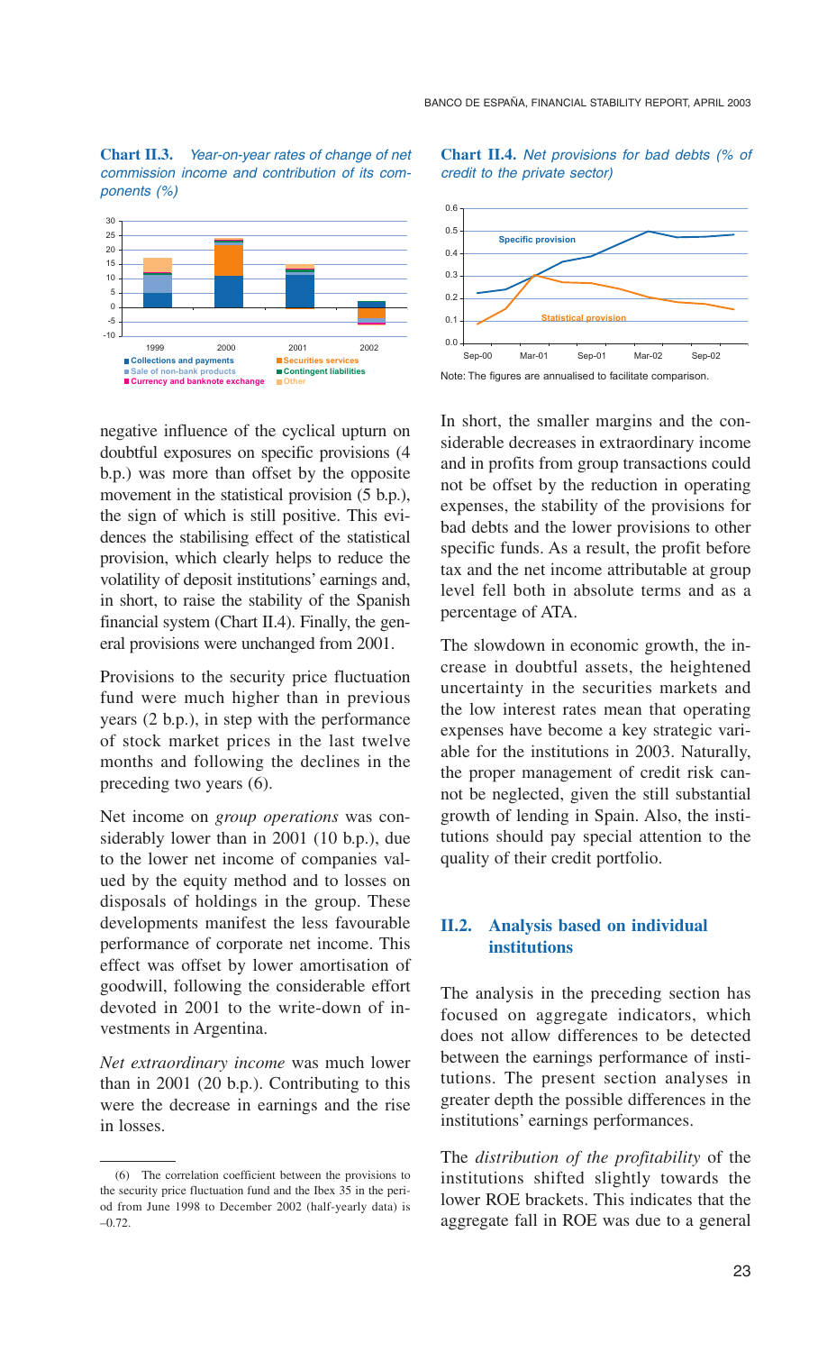**Chart II.3.** *Year-on-year rates of change of net commission income and contribution of its components (%)*

**Chart II.4.** *Net provisions for bad debts (% of credit to the private sector)*

Note: The figures are annualised to facilitate comparison.

negative influence of the cyclical upturn on doubtful exposures on specific provisions (4 b.p.) was more than offset by the opposite movement in the statistical provision (5 b.p.), the sign of which is still positive. This evidences the stabilising effect of the statistical provision, which clearly helps to reduce the volatility of deposit institutions' earnings and, in short, to raise the stability of the Spanish financial system (Chart II.4). Finally, the general provisions were unchanged from 2001.

Provisions to the security price fluctuation fund were much higher than in previous years (2 b.p.), in step with the performance of stock market prices in the last twelve months and following the declines in the preceding two years (6).

Net income on *group operations* was considerably lower than in 2001 (10 b.p.), due to the lower net income of companies valued by the equity method and to losses on disposals of holdings in the group. These developments manifest the less favourable performance of corporate net income. This effect was offset by lower amortisation of goodwill, following the considerable effort devoted in 2001 to the write-down of investments in Argentina.

*Net extraordinary income* was much lower than in 2001 (20 b.p.). Contributing to this were the decrease in earnings and the rise in losses.

In short, the smaller margins and the considerable decreases in extraordinary income and in profits from group transactions could not be offset by the reduction in operating expenses, the stability of the provisions for bad debts and the lower provisions to other specific funds. As a result, the profit before tax and the net income attributable at group level fell both in absolute terms and as a percentage of ATA.

The slowdown in economic growth, the increase in doubtful assets, the heightened uncertainty in the securities markets and the low interest rates mean that operating expenses have become a key strategic variable for the institutions in 2003. Naturally, the proper management of credit risk cannot be neglected, given the still substantial growth of lending in Spain. Also, the institutions should pay special attention to the quality of their credit portfolio.

## II.2. Analysis based on individual institutions

The analysis in the preceding section has focused on aggregate indicators, which does not allow differences to be detected between the earnings performance of institutions. The present section analyses in greater depth the possible differences in the institutions' earnings performances.

The *distribution of the profitability* of the institutions shifted slightly towards the lower ROE brackets. This indicates that the aggregate fall in ROE was due to a general

(6) The correlation coefficient between the provisions to the security price fluctuation fund and the Ibex 35 in the period from June 1998 to December 2002 (half-yearly data) is –0.72.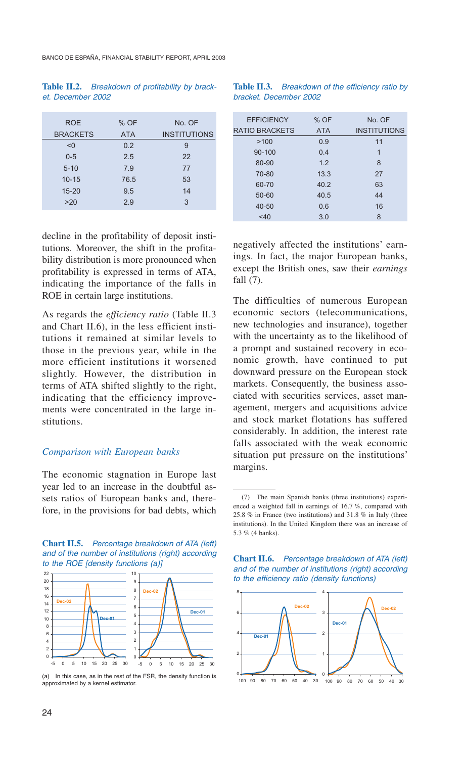**Table II.2.** *Breakdown of profitability by bracket. December 2002*

| ROE BRACKETS | % OF ATA | No. OF INSTITUTIONS |
|---|---|---|
| <0 | 0.2 | 9 |
| 0-5 | 2.5 | 22 |
| 5-10 | 7.9 | 77 |
| 10-15 | 76.5 | 53 |
| 15-20 | 9.5 | 14 |
| >20 | 2.9 | 3 |

decline in the profitability of deposit institutions. Moreover, the shift in the profitability distribution is more pronounced when profitability is expressed in terms of ATA, indicating the importance of the falls in ROE in certain large institutions.

As regards the *efficiency ratio* (Table II.3 and Chart II.6), in the less efficient institutions it remained at similar levels to those in the previous year, while in the more efficient institutions it worsened slightly. However, the distribution in terms of ATA shifted slightly to the right, indicating that the efficiency improvements were concentrated in the large institutions.

### *Comparison with European banks*

The economic stagnation in Europe last year led to an increase in the doubtful assets ratios of European banks and, therefore, in the provisions for bad debts, which negatively affected the institutions' earnings. In fact, the major European banks, except the British ones, saw their *earnings* fall (7).

The difficulties of numerous European economic sectors (telecommunications, new technologies and insurance), together with the uncertainty as to the likelihood of a prompt and sustained recovery in economic growth, have continued to put downward pressure on the European stock markets. Consequently, the business associated with securities services, asset management, mergers and acquisitions advice and stock market flotations has suffered considerably. In addition, the interest rate falls associated with the weak economic situation put pressure on the institutions' margins.

**Chart II.5.** *Percentage breakdown of ATA (left) and of the number of institutions (right) according to the ROE [density functions (a)]*

(a) In this case, as in the rest of the FSR, the density function is approximated by a kernel estimator.

**Table II.3.** *Breakdown of the efficiency ratio by bracket. December 2002*

| EFFICIENCY RATIO BRACKETS | % OF ATA | No. OF INSTITUTIONS |
|---|---|---|
| >100 | 0.9 | 11 |
| 90-100 | 0.4 | 1 |
| 80-90 | 1.2 | 8 |
| 70-80 | 13.3 | 27 |
| 60-70 | 40.2 | 63 |
| 50-60 | 40.5 | 44 |
| 40-50 | 0.6 | 16 |
| <40 | 3.0 | 8 |

(7) The main Spanish banks (three institutions) experienced a weighted fall in earnings of 16.7 %, compared with 25.8 % in France (two institutions) and 31.8 % in Italy (three institutions). In the United Kingdom there was an increase of 5.3 % (4 banks).

**Chart II.6.** *Percentage breakdown of ATA (left) and of the number of institutions (right) according to the efficiency ratio (density functions)*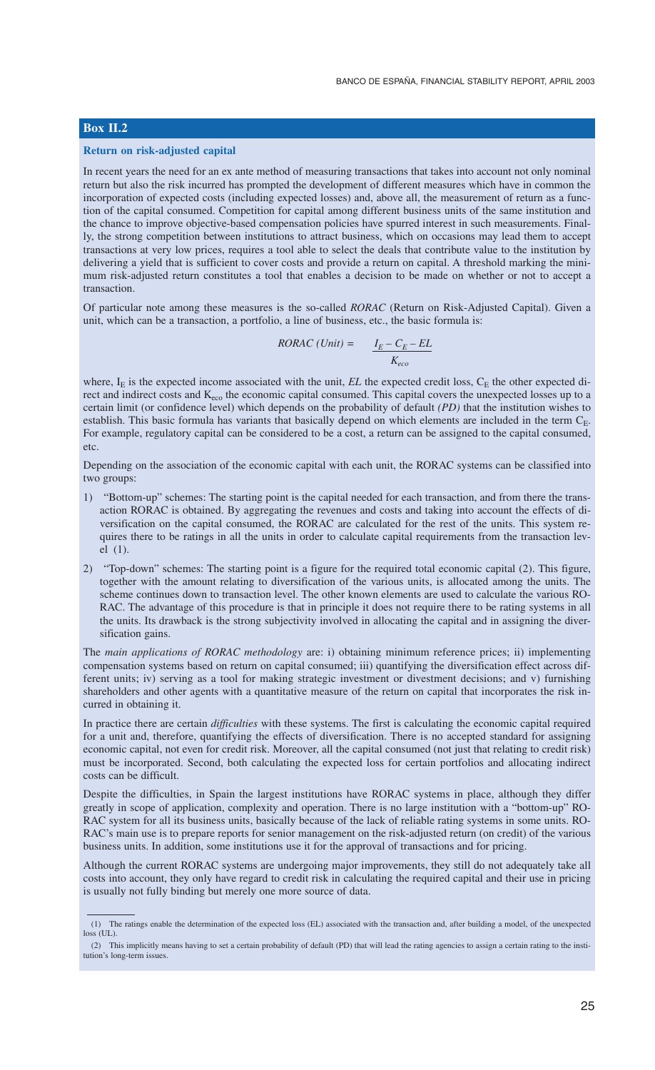## Box II.2

### Return on risk-adjusted capital

In recent years the need for an ex ante method of measuring transactions that takes into account not only nominal return but also the risk incurred has prompted the development of different measures which have in common the incorporation of expected costs (including expected losses) and, above all, the measurement of return as a function of the capital consumed. Competition for capital among different business units of the same institution and the chance to improve objective-based compensation policies have spurred interest in such measurements. Finally, the strong competition between institutions to attract business, which on occasions may lead them to accept transactions at very low prices, requires a tool able to select the deals that contribute value to the institution by delivering a yield that is sufficient to cover costs and provide a return on capital. A threshold marking the minimum risk-adjusted return constitutes a tool that enables a decision to be made on whether or not to accept a transaction.

Of particular note among these measures is the so-called *RORAC* (Return on Risk-Adjusted Capital). Given a unit, which can be a transaction, a portfolio, a line of business, etc., the basic formula is:

$$RORAC\ (Unit) = \frac{I_E - C_E - EL}{K_{eco}}$$

where, $I_E$ is the expected income associated with the unit, *EL* the expected credit loss, $C_E$ the other expected direct and indirect costs and $K_{eco}$ the economic capital consumed. This capital covers the unexpected losses up to a certain limit (or confidence level) which depends on the probability of default *(PD)* that the institution wishes to establish. This basic formula has variants that basically depend on which elements are included in the term $C_E$. For example, regulatory capital can be considered to be a cost, a return can be assigned to the capital consumed, etc.

Depending on the association of the economic capital with each unit, the RORAC systems can be classified into two groups:

1) "Bottom-up" schemes: The starting point is the capital needed for each transaction, and from there the transaction RORAC is obtained. By aggregating the revenues and costs and taking into account the effects of diversification on the capital consumed, the RORAC are calculated for the rest of the units. This system requires there to be ratings in all the units in order to calculate capital requirements from the transaction level (1).

2) "Top-down" schemes: The starting point is a figure for the required total economic capital (2). This figure, together with the amount relating to diversification of the various units, is allocated among the units. The scheme continues down to transaction level. The other known elements are used to calculate the various RORAC. The advantage of this procedure is that in principle it does not require there to be rating systems in all the units. Its drawback is the strong subjectivity involved in allocating the capital and in assigning the diversification gains.

The *main applications of RORAC methodology* are: i) obtaining minimum reference prices; ii) implementing compensation systems based on return on capital consumed; iii) quantifying the diversification effect across different units; iv) serving as a tool for making strategic investment or divestment decisions; and v) furnishing shareholders and other agents with a quantitative measure of the return on capital that incorporates the risk incurred in obtaining it.

In practice there are certain *difficulties* with these systems. The first is calculating the economic capital required for a unit and, therefore, quantifying the effects of diversification. There is no accepted standard for assigning economic capital, not even for credit risk. Moreover, all the capital consumed (not just that relating to credit risk) must be incorporated. Second, both calculating the expected loss for certain portfolios and allocating indirect costs can be difficult.

Despite the difficulties, in Spain the largest institutions have RORAC systems in place, although they differ greatly in scope of application, complexity and operation. There is no large institution with a "bottom-up" RORAC system for all its business units, basically because of the lack of reliable rating systems in some units. RORAC's main use is to prepare reports for senior management on the risk-adjusted return (on credit) of the various business units. In addition, some institutions use it for the approval of transactions and for pricing.

Although the current RORAC systems are undergoing major improvements, they still do not adequately take all costs into account, they only have regard to credit risk in calculating the required capital and their use in pricing is usually not fully binding but merely one more source of data.

---

(1) The ratings enable the determination of the expected loss (EL) associated with the transaction and, after building a model, of the unexpected loss (UL).

(2) This implicitly means having to set a certain probability of default (PD) that will lead the rating agencies to assign a certain rating to the institution's long-term issues.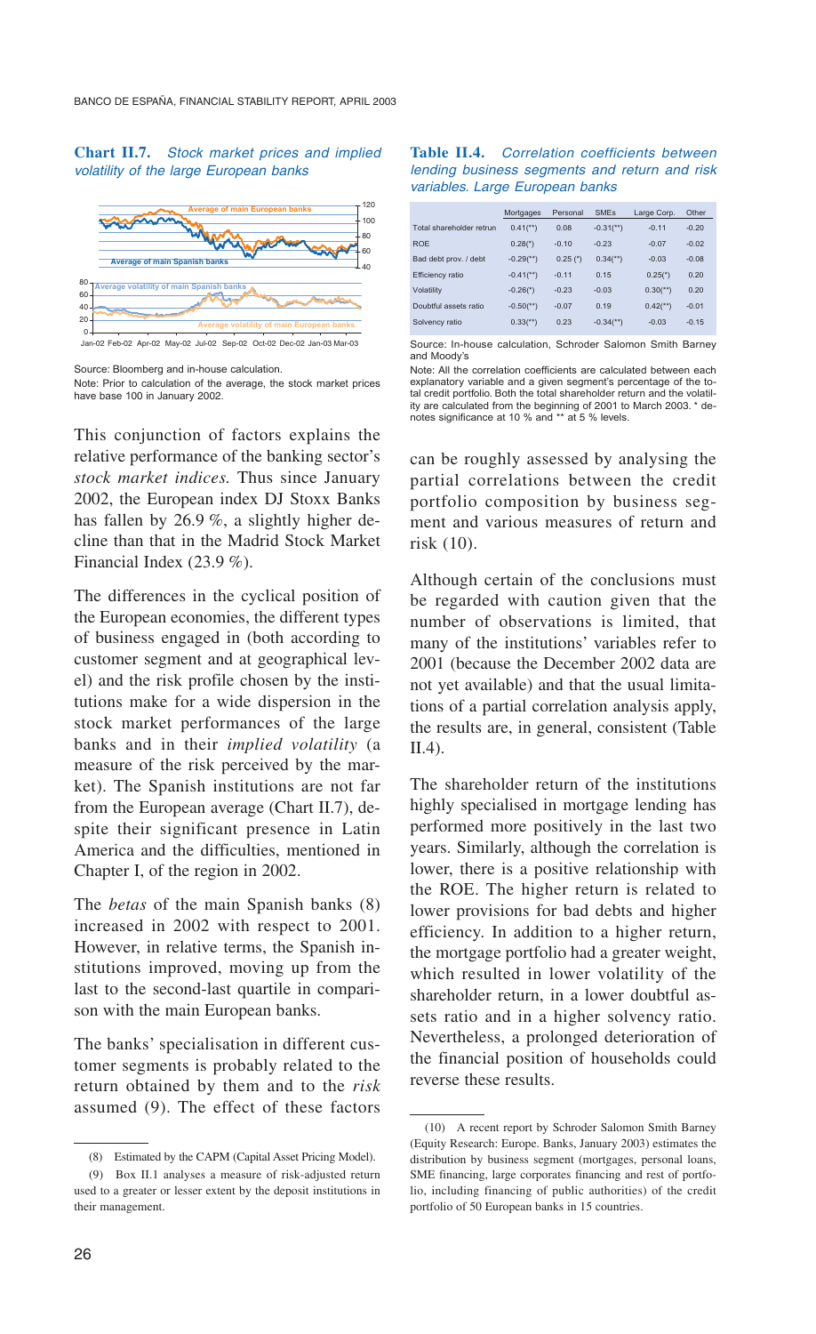**Chart II.7.** *Stock market prices and implied volatility of the large European banks*

Source: Bloomberg and in-house calculation.
Note: Prior to calculation of the average, the stock market prices have base 100 in January 2002.

This conjunction of factors explains the relative performance of the banking sector's *stock market indices.* Thus since January 2002, the European index DJ Stoxx Banks has fallen by 26.9 %, a slightly higher decline than that in the Madrid Stock Market Financial Index (23.9 %).

The differences in the cyclical position of the European economies, the different types of business engaged in (both according to customer segment and at geographical level) and the risk profile chosen by the institutions make for a wide dispersion in the stock market performances of the large banks and in their *implied volatility* (a measure of the risk perceived by the market). The Spanish institutions are not far from the European average (Chart II.7), despite their significant presence in Latin America and the difficulties, mentioned in Chapter I, of the region in 2002.

The *betas* of the main Spanish banks (8) increased in 2002 with respect to 2001. However, in relative terms, the Spanish institutions improved, moving up from the last to the second-last quartile in comparison with the main European banks.

The banks' specialisation in different customer segments is probably related to the return obtained by them and to the *risk* assumed (9). The effect of these factors can be roughly assessed by analysing the partial correlations between the credit portfolio composition by business segment and various measures of return and risk (10).

**Table II.4.** *Correlation coefficients between lending business segments and return and risk variables. Large European banks*

| | Mortgages | Personal | SMEs | Large Corp. | Other |
|---|---|---|---|---|---|
| Total shareholder retrun | 0.41(**) | 0.08 | -0.31(**) | -0.11 | -0.20 |
| ROE | 0.28(*) | -0.10 | -0.23 | -0.07 | -0.02 |
| Bad debt prov. / debt | -0.29(**) | 0.25 (*) | 0.34(**) | -0.03 | -0.08 |
| Efficiency ratio | -0.41(**) | -0.11 | 0.15 | 0.25(*) | 0.20 |
| Volatility | -0.26(*) | -0.23 | -0.03 | 0.30(**) | 0.20 |
| Doubtful assets ratio | -0.50(**) | -0.07 | 0.19 | 0.42(**) | -0.01 |
| Solvency ratio | 0.33(**) | 0.23 | -0.34(**) | -0.03 | -0.15 |

Source: In-house calculation, Schroder Salomon Smith Barney and Moody's

Note: All the correlation coefficients are calculated between each explanatory variable and a given segment's percentage of the total credit portfolio. Both the total shareholder return and the volatility are calculated from the beginning of 2001 to March 2003. * denotes significance at 10 % and ** at 5 % levels.

Although certain of the conclusions must be regarded with caution given that the number of observations is limited, that many of the institutions' variables refer to 2001 (because the December 2002 data are not yet available) and that the usual limitations of a partial correlation analysis apply, the results are, in general, consistent (Table II.4).

The shareholder return of the institutions highly specialised in mortgage lending has performed more positively in the last two years. Similarly, although the correlation is lower, there is a positive relationship with the ROE. The higher return is related to lower provisions for bad debts and higher efficiency. In addition to a higher return, the mortgage portfolio had a greater weight, which resulted in lower volatility of the shareholder return, in a lower doubtful assets ratio and in a higher solvency ratio. Nevertheless, a prolonged deterioration of the financial position of households could reverse these results.

(8) Estimated by the CAPM (Capital Asset Pricing Model).

(9) Box II.1 analyses a measure of risk-adjusted return used to a greater or lesser extent by the deposit institutions in their management.

(10) A recent report by Schroder Salomon Smith Barney (Equity Research: Europe. Banks, January 2003) estimates the distribution by business segment (mortgages, personal loans, SME financing, large corporates financing and rest of portfolio, including financing of public authorities) of the credit portfolio of 50 European banks in 15 countries.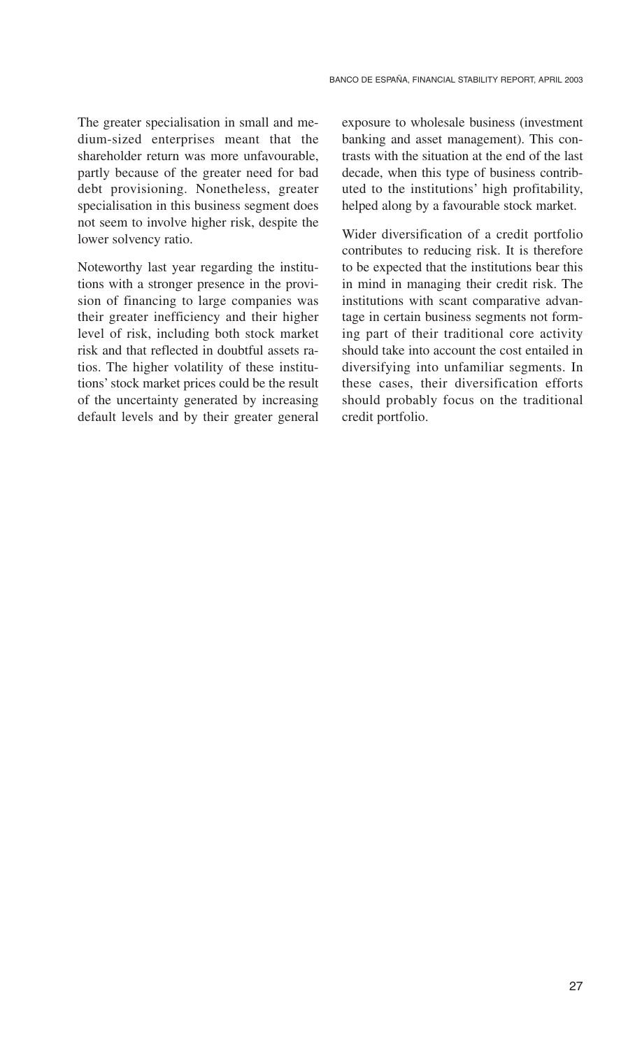The greater specialisation in small and medium-sized enterprises meant that the shareholder return was more unfavourable, partly because of the greater need for bad debt provisioning. Nonetheless, greater specialisation in this business segment does not seem to involve higher risk, despite the lower solvency ratio.

Noteworthy last year regarding the institutions with a stronger presence in the provision of financing to large companies was their greater inefficiency and their higher level of risk, including both stock market risk and that reflected in doubtful assets ratios. The higher volatility of these institutions' stock market prices could be the result of the uncertainty generated by increasing default levels and by their greater general exposure to wholesale business (investment banking and asset management). This contrasts with the situation at the end of the last decade, when this type of business contributed to the institutions' high profitability, helped along by a favourable stock market.

Wider diversification of a credit portfolio contributes to reducing risk. It is therefore to be expected that the institutions bear this in mind in managing their credit risk. The institutions with scant comparative advantage in certain business segments not forming part of their traditional core activity should take into account the cost entailed in diversifying into unfamiliar segments. In these cases, their diversification efforts should probably focus on the traditional credit portfolio.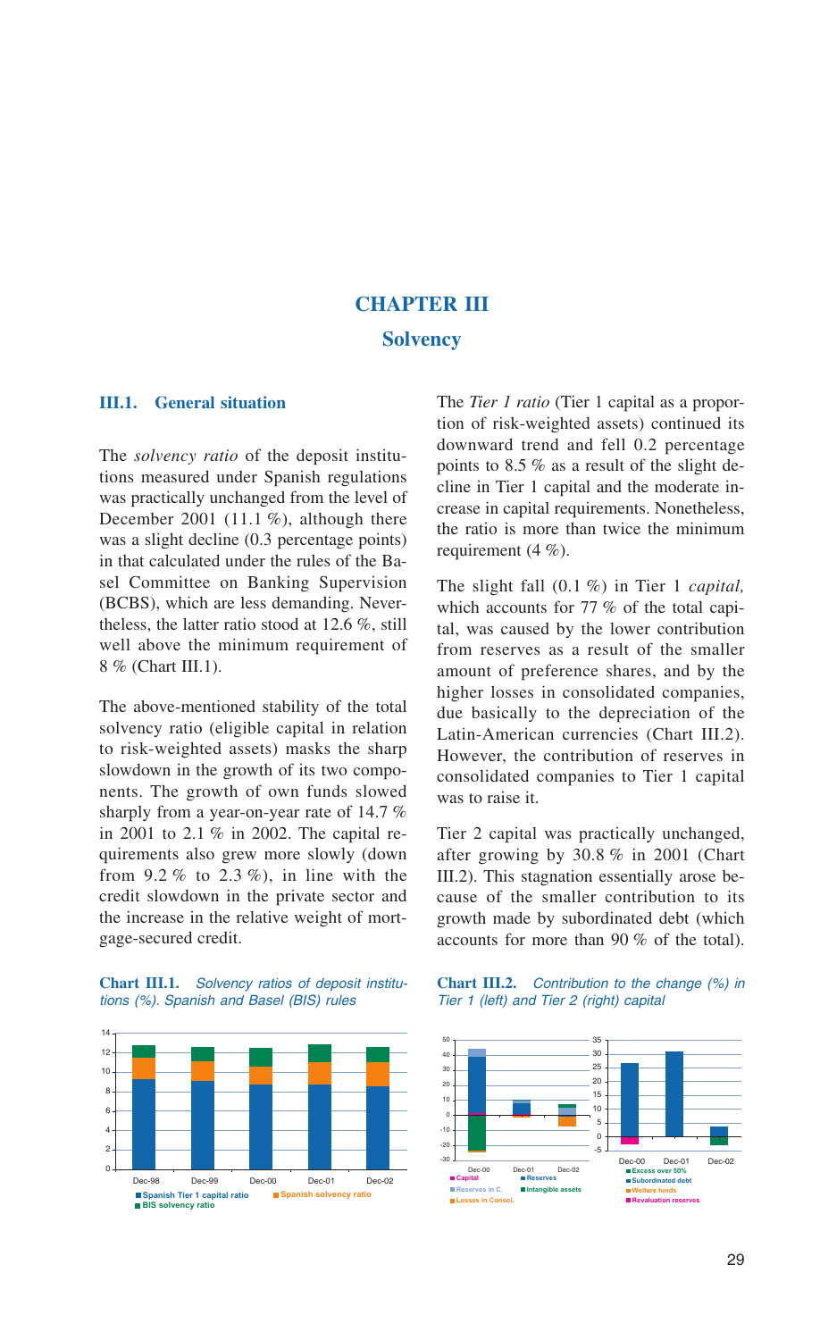# CHAPTER III

## Solvency

### III.1. General situation

The *solvency ratio* of the deposit institutions measured under Spanish regulations was practically unchanged from the level of December 2001 (11.1 %), although there was a slight decline (0.3 percentage points) in that calculated under the rules of the Basel Committee on Banking Supervision (BCBS), which are less demanding. Nevertheless, the latter ratio stood at 12.6 %, still well above the minimum requirement of 8 % (Chart III.1).

The above-mentioned stability of the total solvency ratio (eligible capital in relation to risk-weighted assets) masks the sharp slowdown in the growth of its two components. The growth of own funds slowed sharply from a year-on-year rate of 14.7 % in 2001 to 2.1 % in 2002. The capital requirements also grew more slowly (down from 9.2 % to 2.3 %), in line with the credit slowdown in the private sector and the increase in the relative weight of mortgage-secured credit.

The *Tier 1 ratio* (Tier 1 capital as a proportion of risk-weighted assets) continued its downward trend and fell 0.2 percentage points to 8.5 % as a result of the slight decline in Tier 1 capital and the moderate increase in capital requirements. Nonetheless, the ratio is more than twice the minimum requirement (4 %).

The slight fall (0.1 %) in Tier 1 *capital,* which accounts for 77 % of the total capital, was caused by the lower contribution from reserves as a result of the smaller amount of preference shares, and by the higher losses in consolidated companies, due basically to the depreciation of the Latin-American currencies (Chart III.2). However, the contribution of reserves in consolidated companies to Tier 1 capital was to raise it.

Tier 2 capital was practically unchanged, after growing by 30.8 % in 2001 (Chart III.2). This stagnation essentially arose because of the smaller contribution to its growth made by subordinated debt (which accounts for more than 90 % of the total).

**Chart III.1.** *Solvency ratios of deposit institutions (%). Spanish and Basel (BIS) rules*

**Chart III.2.** *Contribution to the change (%) in Tier 1 (left) and Tier 2 (right) capital*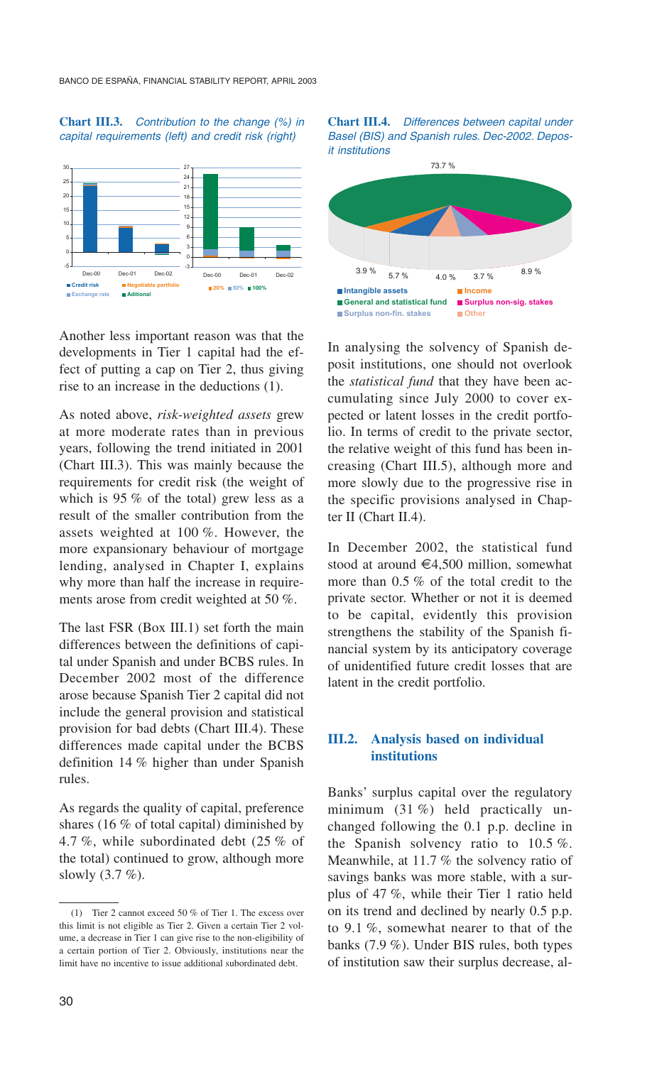**Chart III.3.** *Contribution to the change (%) in capital requirements (left) and credit risk (right)*

**Chart III.4.** *Differences between capital under Basel (BIS) and Spanish rules. Dec-2002. Deposit institutions*

Another less important reason was that the developments in Tier 1 capital had the effect of putting a cap on Tier 2, thus giving rise to an increase in the deductions (1).

As noted above, *risk-weighted assets* grew at more moderate rates than in previous years, following the trend initiated in 2001 (Chart III.3). This was mainly because the requirements for credit risk (the weight of which is 95 % of the total) grew less as a result of the smaller contribution from the assets weighted at 100 %. However, the more expansionary behaviour of mortgage lending, analysed in Chapter I, explains why more than half the increase in requirements arose from credit weighted at 50 %.

The last FSR (Box III.1) set forth the main differences between the definitions of capital under Spanish and under BCBS rules. In December 2002 most of the difference arose because Spanish Tier 2 capital did not include the general provision and statistical provision for bad debts (Chart III.4). These differences made capital under the BCBS definition 14 % higher than under Spanish rules.

As regards the quality of capital, preference shares (16 % of total capital) diminished by 4.7 %, while subordinated debt (25 % of the total) continued to grow, although more slowly (3.7 %).

In analysing the solvency of Spanish deposit institutions, one should not overlook the *statistical fund* that they have been accumulating since July 2000 to cover expected or latent losses in the credit portfolio. In terms of credit to the private sector, the relative weight of this fund has been increasing (Chart III.5), although more and more slowly due to the progressive rise in the specific provisions analysed in Chapter II (Chart II.4).

In December 2002, the statistical fund stood at around €4,500 million, somewhat more than 0.5 % of the total credit to the private sector. Whether or not it is deemed to be capital, evidently this provision strengthens the stability of the Spanish financial system by its anticipatory coverage of unidentified future credit losses that are latent in the credit portfolio.

## III.2. Analysis based on individual institutions

Banks' surplus capital over the regulatory minimum (31 %) held practically unchanged following the 0.1 p.p. decline in the Spanish solvency ratio to 10.5 %. Meanwhile, at 11.7 % the solvency ratio of savings banks was more stable, with a surplus of 47 %, while their Tier 1 ratio held on its trend and declined by nearly 0.5 p.p. to 9.1 %, somewhat nearer to that of the banks (7.9 %). Under BIS rules, both types of institution saw their surplus decrease, al-

---

(1) Tier 2 cannot exceed 50 % of Tier 1. The excess over this limit is not eligible as Tier 2. Given a certain Tier 2 volume, a decrease in Tier 1 can give rise to the non-eligibility of a certain portion of Tier 2. Obviously, institutions near the limit have no incentive to issue additional subordinated debt.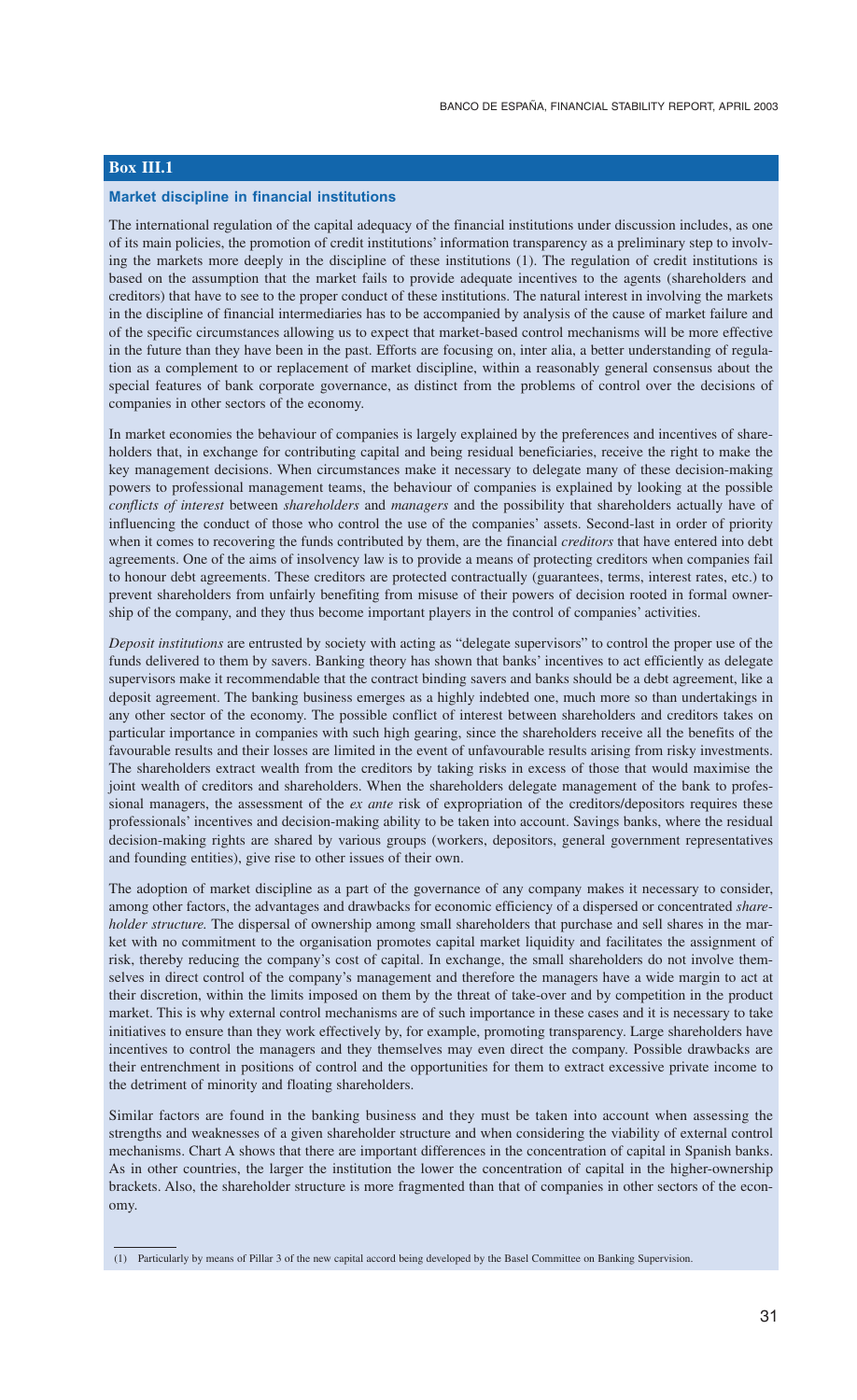## Box III.1

### Market discipline in financial institutions

The international regulation of the capital adequacy of the financial institutions under discussion includes, as one of its main policies, the promotion of credit institutions' information transparency as a preliminary step to involving the markets more deeply in the discipline of these institutions (1). The regulation of credit institutions is based on the assumption that the market fails to provide adequate incentives to the agents (shareholders and creditors) that have to see to the proper conduct of these institutions. The natural interest in involving the markets in the discipline of financial intermediaries has to be accompanied by analysis of the cause of market failure and of the specific circumstances allowing us to expect that market-based control mechanisms will be more effective in the future than they have been in the past. Efforts are focusing on, inter alia, a better understanding of regulation as a complement to or replacement of market discipline, within a reasonably general consensus about the special features of bank corporate governance, as distinct from the problems of control over the decisions of companies in other sectors of the economy.

In market economies the behaviour of companies is largely explained by the preferences and incentives of shareholders that, in exchange for contributing capital and being residual beneficiaries, receive the right to make the key management decisions. When circumstances make it necessary to delegate many of these decision-making powers to professional management teams, the behaviour of companies is explained by looking at the possible *conflicts of interest* between *shareholders* and *managers* and the possibility that shareholders actually have of influencing the conduct of those who control the use of the companies' assets. Second-last in order of priority when it comes to recovering the funds contributed by them, are the financial *creditors* that have entered into debt agreements. One of the aims of insolvency law is to provide a means of protecting creditors when companies fail to honour debt agreements. These creditors are protected contractually (guarantees, terms, interest rates, etc.) to prevent shareholders from unfairly benefiting from misuse of their powers of decision rooted in formal ownership of the company, and they thus become important players in the control of companies' activities.

*Deposit institutions* are entrusted by society with acting as "delegate supervisors" to control the proper use of the funds delivered to them by savers. Banking theory has shown that banks' incentives to act efficiently as delegate supervisors make it recommendable that the contract binding savers and banks should be a debt agreement, like a deposit agreement. The banking business emerges as a highly indebted one, much more so than undertakings in any other sector of the economy. The possible conflict of interest between shareholders and creditors takes on particular importance in companies with such high gearing, since the shareholders receive all the benefits of the favourable results and their losses are limited in the event of unfavourable results arising from risky investments. The shareholders extract wealth from the creditors by taking risks in excess of those that would maximise the joint wealth of creditors and shareholders. When the shareholders delegate management of the bank to professional managers, the assessment of the *ex ante* risk of expropriation of the creditors/depositors requires these professionals' incentives and decision-making ability to be taken into account. Savings banks, where the residual decision-making rights are shared by various groups (workers, depositors, general government representatives and founding entities), give rise to other issues of their own.

The adoption of market discipline as a part of the governance of any company makes it necessary to consider, among other factors, the advantages and drawbacks for economic efficiency of a dispersed or concentrated *shareholder structure.* The dispersal of ownership among small shareholders that purchase and sell shares in the market with no commitment to the organisation promotes capital market liquidity and facilitates the assignment of risk, thereby reducing the company's cost of capital. In exchange, the small shareholders do not involve themselves in direct control of the company's management and therefore the managers have a wide margin to act at their discretion, within the limits imposed on them by the threat of take-over and by competition in the product market. This is why external control mechanisms are of such importance in these cases and it is necessary to take initiatives to ensure than they work effectively by, for example, promoting transparency. Large shareholders have incentives to control the managers and they themselves may even direct the company. Possible drawbacks are their entrenchment in positions of control and the opportunities for them to extract excessive private income to the detriment of minority and floating shareholders.

Similar factors are found in the banking business and they must be taken into account when assessing the strengths and weaknesses of a given shareholder structure and when considering the viability of external control mechanisms. Chart A shows that there are important differences in the concentration of capital in Spanish banks. As in other countries, the larger the institution the lower the concentration of capital in the higher-ownership brackets. Also, the shareholder structure is more fragmented than that of companies in other sectors of the economy.

(1) Particularly by means of Pillar 3 of the new capital accord being developed by the Basel Committee on Banking Supervision.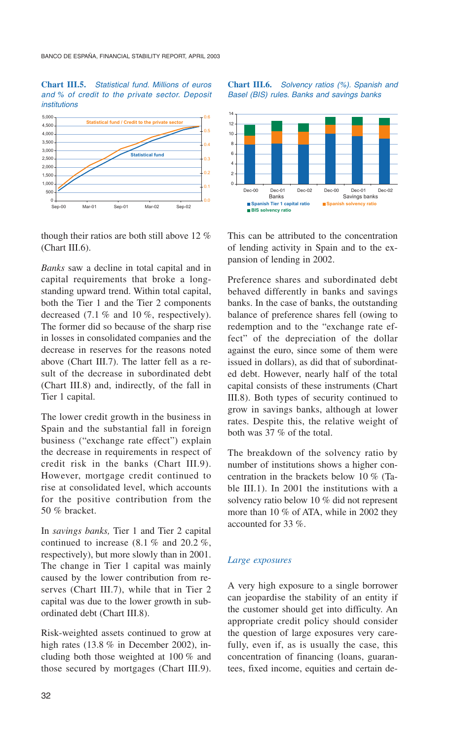**Chart III.5.** *Statistical fund. Millions of euros and % of credit to the private sector. Deposit institutions*

**Chart III.6.** *Solvency ratios (%). Spanish and Basel (BIS) rules. Banks and savings banks*

though their ratios are both still above 12 % (Chart III.6).

*Banks* saw a decline in total capital and in capital requirements that broke a longstanding upward trend. Within total capital, both the Tier 1 and the Tier 2 components decreased (7.1 % and 10 %, respectively). The former did so because of the sharp rise in losses in consolidated companies and the decrease in reserves for the reasons noted above (Chart III.7). The latter fell as a result of the decrease in subordinated debt (Chart III.8) and, indirectly, of the fall in Tier 1 capital.

The lower credit growth in the business in Spain and the substantial fall in foreign business ("exchange rate effect") explain the decrease in requirements in respect of credit risk in the banks (Chart III.9). However, mortgage credit continued to rise at consolidated level, which accounts for the positive contribution from the 50 % bracket.

In *savings banks,* Tier 1 and Tier 2 capital continued to increase (8.1 % and 20.2 %, respectively), but more slowly than in 2001. The change in Tier 1 capital was mainly caused by the lower contribution from reserves (Chart III.7), while that in Tier 2 capital was due to the lower growth in subordinated debt (Chart III.8).

Risk-weighted assets continued to grow at high rates (13.8 % in December 2002), including both those weighted at 100 % and those secured by mortgages (Chart III.9). This can be attributed to the concentration of lending activity in Spain and to the expansion of lending in 2002.

Preference shares and subordinated debt behaved differently in banks and savings banks. In the case of banks, the outstanding balance of preference shares fell (owing to redemption and to the "exchange rate effect" of the depreciation of the dollar against the euro, since some of them were issued in dollars), as did that of subordinated debt. However, nearly half of the total capital consists of these instruments (Chart III.8). Both types of security continued to grow in savings banks, although at lower rates. Despite this, the relative weight of both was 37 % of the total.

The breakdown of the solvency ratio by number of institutions shows a higher concentration in the brackets below 10 % (Table III.1). In 2001 the institutions with a solvency ratio below 10 % did not represent more than 10 % of ATA, while in 2002 they accounted for 33 %.

### *Large exposures*

A very high exposure to a single borrower can jeopardise the stability of an entity if the customer should get into difficulty. An appropriate credit policy should consider the question of large exposures very carefully, even if, as is usually the case, this concentration of financing (loans, guarantees, fixed income, equities and certain de-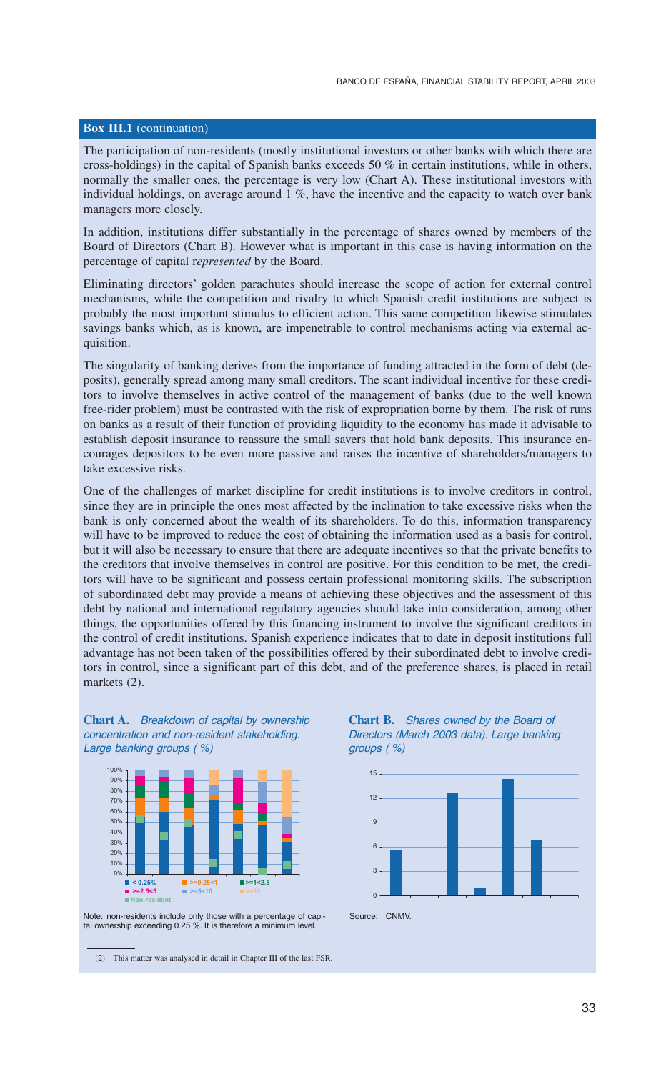**Box III.1** (continuation)

The participation of non-residents (mostly institutional investors or other banks with which there are cross-holdings) in the capital of Spanish banks exceeds 50 % in certain institutions, while in others, normally the smaller ones, the percentage is very low (Chart A). These institutional investors with individual holdings, on average around 1 %, have the incentive and the capacity to watch over bank managers more closely.

In addition, institutions differ substantially in the percentage of shares owned by members of the Board of Directors (Chart B). However what is important in this case is having information on the percentage of capital r*epresented* by the Board.

Eliminating directors' golden parachutes should increase the scope of action for external control mechanisms, while the competition and rivalry to which Spanish credit institutions are subject is probably the most important stimulus to efficient action. This same competition likewise stimulates savings banks which, as is known, are impenetrable to control mechanisms acting via external acquisition.

The singularity of banking derives from the importance of funding attracted in the form of debt (deposits), generally spread among many small creditors. The scant individual incentive for these creditors to involve themselves in active control of the management of banks (due to the well known free-rider problem) must be contrasted with the risk of expropriation borne by them. The risk of runs on banks as a result of their function of providing liquidity to the economy has made it advisable to establish deposit insurance to reassure the small savers that hold bank deposits. This insurance encourages depositors to be even more passive and raises the incentive of shareholders/managers to take excessive risks.

One of the challenges of market discipline for credit institutions is to involve creditors in control, since they are in principle the ones most affected by the inclination to take excessive risks when the bank is only concerned about the wealth of its shareholders. To do this, information transparency will have to be improved to reduce the cost of obtaining the information used as a basis for control, but it will also be necessary to ensure that there are adequate incentives so that the private benefits to the creditors that involve themselves in control are positive. For this condition to be met, the creditors will have to be significant and possess certain professional monitoring skills. The subscription of subordinated debt may provide a means of achieving these objectives and the assessment of this debt by national and international regulatory agencies should take into consideration, among other things, the opportunities offered by this financing instrument to involve the significant creditors in the control of credit institutions. Spanish experience indicates that to date in deposit institutions full advantage has not been taken of the possibilities offered by their subordinated debt to involve creditors in control, since a significant part of this debt, and of the preference shares, is placed in retail markets (2).

**Chart A.** *Breakdown of capital by ownership concentration and non-resident stakeholding. Large banking groups ( %)*

Legend: < 0.25%; >=0.25<1; >=1<2.5; >=2.5<5; >=5<10; >=10; Non-resident

Note: non-residents include only those with a percentage of capital ownership exceeding 0.25 %. It is therefore a minimum level.

**Chart B.** *Shares owned by the Board of Directors (March 2003 data). Large banking groups ( %)*

Source: CNMV.

(2) This matter was analysed in detail in Chapter III of the last FSR.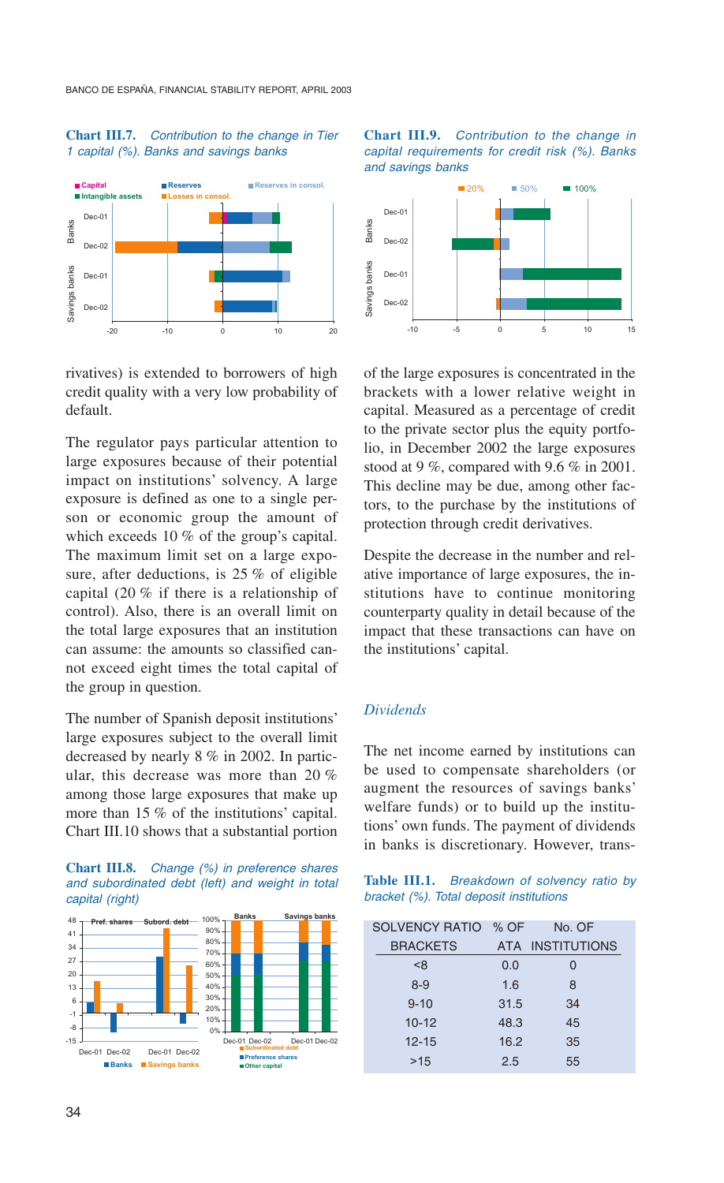**Chart III.7.** *Contribution to the change in Tier 1 capital (%). Banks and savings banks*

**Chart III.9.** *Contribution to the change in capital requirements for credit risk (%). Banks and savings banks*

rivatives) is extended to borrowers of high credit quality with a very low probability of default.

The regulator pays particular attention to large exposures because of their potential impact on institutions' solvency. A large exposure is defined as one to a single person or economic group the amount of which exceeds 10 % of the group's capital. The maximum limit set on a large exposure, after deductions, is 25 % of eligible capital (20 % if there is a relationship of control). Also, there is an overall limit on the total large exposures that an institution can assume: the amounts so classified cannot exceed eight times the total capital of the group in question.

The number of Spanish deposit institutions' large exposures subject to the overall limit decreased by nearly 8 % in 2002. In particular, this decrease was more than 20 % among those large exposures that make up more than 15 % of the institutions' capital. Chart III.10 shows that a substantial portion of the large exposures is concentrated in the brackets with a lower relative weight in capital. Measured as a percentage of credit to the private sector plus the equity portfolio, in December 2002 the large exposures stood at 9 %, compared with 9.6 % in 2001. This decline may be due, among other factors, to the purchase by the institutions of protection through credit derivatives.

Despite the decrease in the number and relative importance of large exposures, the institutions have to continue monitoring counterparty quality in detail because of the impact that these transactions can have on the institutions' capital.

**Chart III.8.** *Change (%) in preference shares and subordinated debt (left) and weight in total capital (right)*

### *Dividends*

The net income earned by institutions can be used to compensate shareholders (or augment the resources of savings banks' welfare funds) or to build up the institutions' own funds. The payment of dividends in banks is discretionary. However, trans-

**Table III.1.** *Breakdown of solvency ratio by bracket (%). Total deposit institutions*

| SOLVENCY RATIO BRACKETS | % OF ATA | No. OF INSTITUTIONS |
|---|---|---|
| <8 | 0.0 | 0 |
| 8-9 | 1.6 | 8 |
| 9-10 | 31.5 | 34 |
| 10-12 | 48.3 | 45 |
| 12-15 | 16.2 | 35 |
| >15 | 2.5 | 55 |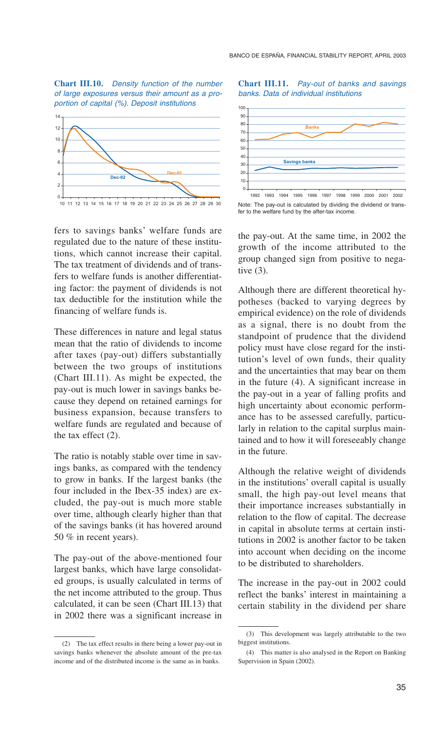**Chart III.10.** *Density function of the number of large exposures versus their amount as a proportion of capital (%). Deposit institutions*

**Chart III.11.** *Pay-out of banks and savings banks. Data of individual institutions*

Note: The pay-out is calculated by dividing the dividend or transfer to the welfare fund by the after-tax income.

fers to savings banks' welfare funds are regulated due to the nature of these institutions, which cannot increase their capital. The tax treatment of dividends and of transfers to welfare funds is another differentiating factor: the payment of dividends is not tax deductible for the institution while the financing of welfare funds is.

These differences in nature and legal status mean that the ratio of dividends to income after taxes (pay-out) differs substantially between the two groups of institutions (Chart III.11). As might be expected, the pay-out is much lower in savings banks because they depend on retained earnings for business expansion, because transfers to welfare funds are regulated and because of the tax effect (2).

The ratio is notably stable over time in savings banks, as compared with the tendency to grow in banks. If the largest banks (the four included in the Ibex-35 index) are excluded, the pay-out is much more stable over time, although clearly higher than that of the savings banks (it has hovered around 50 % in recent years).

The pay-out of the above-mentioned four largest banks, which have large consolidated groups, is usually calculated in terms of the net income attributed to the group. Thus calculated, it can be seen (Chart III.13) that in 2002 there was a significant increase in the pay-out. At the same time, in 2002 the growth of the income attributed to the group changed sign from positive to negative (3).

Although there are different theoretical hypotheses (backed to varying degrees by empirical evidence) on the role of dividends as a signal, there is no doubt from the standpoint of prudence that the dividend policy must have close regard for the institution's level of own funds, their quality and the uncertainties that may bear on them in the future (4). A significant increase in the pay-out in a year of falling profits and high uncertainty about economic performance has to be assessed carefully, particularly in relation to the capital surplus maintained and to how it will foreseeably change in the future.

Although the relative weight of dividends in the institutions' overall capital is usually small, the high pay-out level means that their importance increases substantially in relation to the flow of capital. The decrease in capital in absolute terms at certain institutions in 2002 is another factor to be taken into account when deciding on the income to be distributed to shareholders.

The increase in the pay-out in 2002 could reflect the banks' interest in maintaining a certain stability in the dividend per share

(2) The tax effect results in there being a lower pay-out in savings banks whenever the absolute amount of the pre-tax income and of the distributed income is the same as in banks.

(3) This development was largely attributable to the two biggest institutions.

(4) This matter is also analysed in the Report on Banking Supervision in Spain (2002).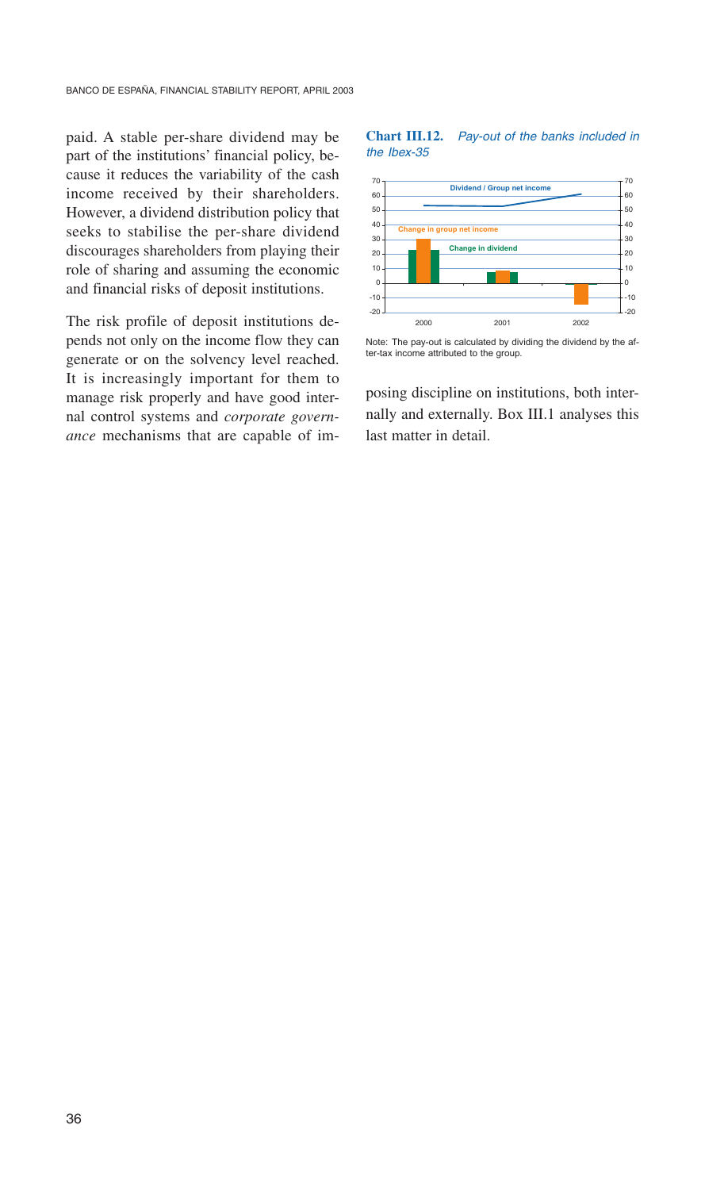paid. A stable per-share dividend may be part of the institutions' financial policy, because it reduces the variability of the cash income received by their shareholders. However, a dividend distribution policy that seeks to stabilise the per-share dividend discourages shareholders from playing their role of sharing and assuming the economic and financial risks of deposit institutions.

The risk profile of deposit institutions depends not only on the income flow they can generate or on the solvency level reached. It is increasingly important for them to manage risk properly and have good internal control systems and *corporate governance* mechanisms that are capable of imposing discipline on institutions, both internally and externally. Box III.1 analyses this last matter in detail.

**Chart III.12.** *Pay-out of the banks included in the Ibex-35*

Dividend / Group net income

Change in group net income

Change in dividend

70
60
50
40
30
20
10
0
-10
-20

2000
2001
2002

Note: The pay-out is calculated by dividing the dividend by the after-tax income attributed to the group.